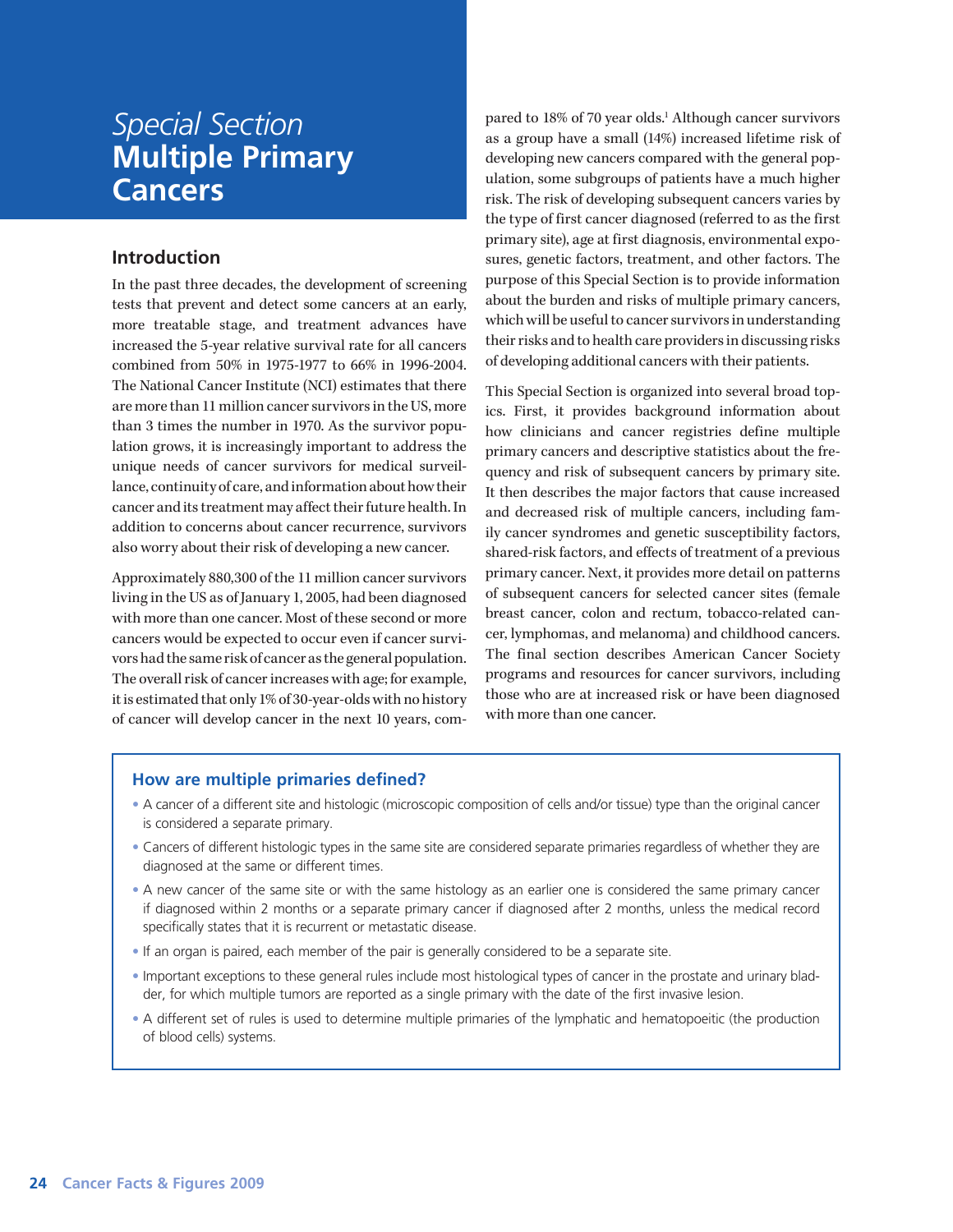# *Special Section* Multiple Primary Cancers

## Introduction

In the past three decades, the development of screening tests that prevent and detect some cancers at an early, more treatable stage, and treatment advances have increased the 5-year relative survival rate for all cancers combined from 50% in 1975-1977 to 66% in 1996-2004. The National Cancer Institute (NCI) estimates that there are more than 11 million cancer survivors in the US, more than 3 times the number in 1970. As the survivor population grows, it is increasingly important to address the unique needs of cancer survivors for medical surveillance, continuity of care, and information about how their cancer and its treatment may affect their future health. In addition to concerns about cancer recurrence, survivors also worry about their risk of developing a new cancer.

Approximately 880,300 of the 11 million cancer survivors living in the US as of January 1, 2005, had been diagnosed with more than one cancer. Most of these second or more cancers would be expected to occur even if cancer survivors had the same risk of cancer as the general population. The overall risk of cancer increases with age; for example, it is estimated that only 1% of 30-year-olds with no history of cancer will develop cancer in the next 10 years, compared to 18% of 70 year olds.[1] Although cancer survivors as a group have a small (14%) increased lifetime risk of developing new cancers compared with the general population, some subgroups of patients have a much higher risk. The risk of developing subsequent cancers varies by the type of first cancer diagnosed (referred to as the first primary site), age at first diagnosis, environmental exposures, genetic factors, treatment, and other factors. The purpose of this Special Section is to provide information about the burden and risks of multiple primary cancers, which will be useful to cancer survivors in understanding their risks and to health care providers in discussing risks of developing additional cancers with their patients.

This Special Section is organized into several broad topics. First, it provides background information about how clinicians and cancer registries define multiple primary cancers and descriptive statistics about the frequency and risk of subsequent cancers by primary site. It then describes the major factors that cause increased and decreased risk of multiple cancers, including family cancer syndromes and genetic susceptibility factors, shared-risk factors, and effects of treatment of a previous primary cancer. Next, it provides more detail on patterns of subsequent cancers for selected cancer sites (female breast cancer, colon and rectum, tobacco-related cancer, lymphomas, and melanoma) and childhood cancers. The final section describes American Cancer Society programs and resources for cancer survivors, including those who are at increased risk or have been diagnosed with more than one cancer.

### How are multiple primaries defined?

- A cancer of a different site and histologic (microscopic composition of cells and/or tissue) type than the original cancer is considered a separate primary.
- Cancers of different histologic types in the same site are considered separate primaries regardless of whether they are diagnosed at the same or different times.
- A new cancer of the same site or with the same histology as an earlier one is considered the same primary cancer if diagnosed within 2 months or a separate primary cancer if diagnosed after 2 months, unless the medical record specifically states that it is recurrent or metastatic disease.
- If an organ is paired, each member of the pair is generally considered to be a separate site.
- Important exceptions to these general rules include most histological types of cancer in the prostate and urinary bladder, for which multiple tumors are reported as a single primary with the date of the first invasive lesion.
- A different set of rules is used to determine multiple primaries of the lymphatic and hematopoeitic (the production of blood cells) systems.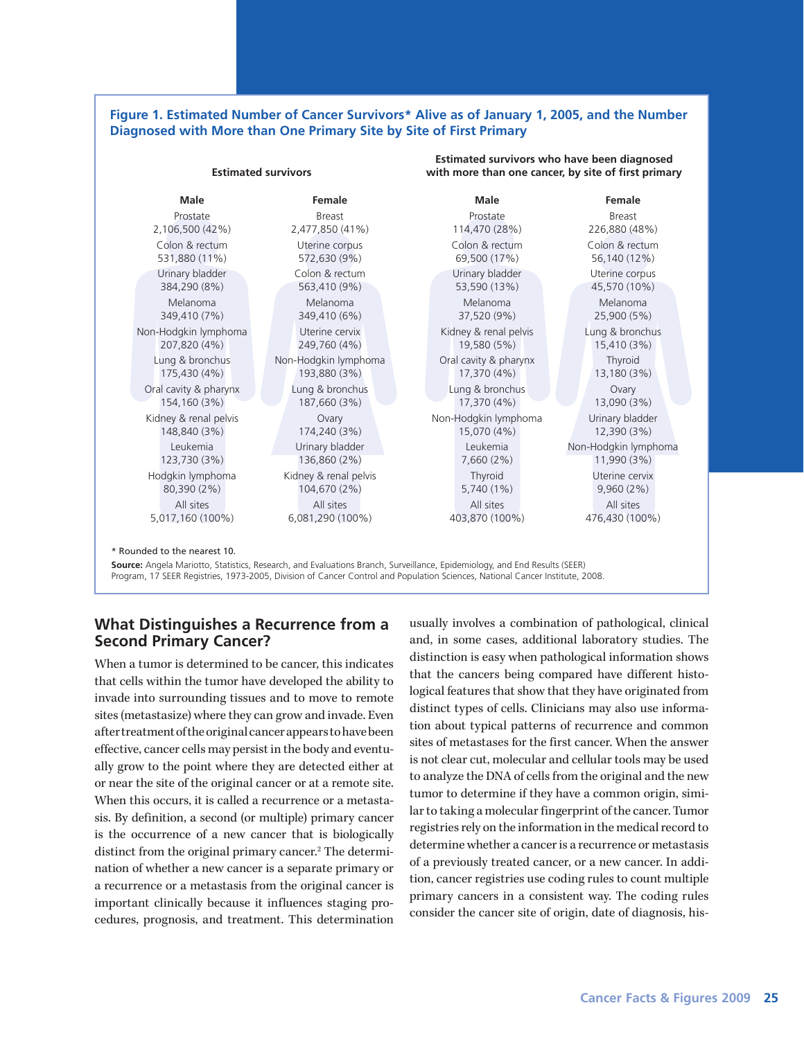**Figure 1. Estimated Number of Cancer Survivors* Alive as of January 1, 2005, and the Number Diagnosed with More than One Primary Site by Site of First Primary**

| Estimated survivors | | Estimated survivors who have been diagnosed with more than one cancer, by site of first primary | |
|---|---|---|---|
| **Male** | **Female** | **Male** | **Female** |
| Prostate 2,106,500 (42%) | Breast 2,477,850 (41%) | Prostate 114,470 (28%) | Breast 226,880 (48%) |
| Colon & rectum 531,880 (11%) | Uterine corpus 572,630 (9%) | Colon & rectum 69,500 (17%) | Colon & rectum 56,140 (12%) |
| Urinary bladder 384,290 (8%) | Colon & rectum 563,410 (9%) | Urinary bladder 53,590 (13%) | Uterine corpus 45,570 (10%) |
| Melanoma 349,410 (7%) | Melanoma 349,410 (6%) | Melanoma 37,520 (9%) | Melanoma 25,900 (5%) |
| Non-Hodgkin lymphoma 207,820 (4%) | Uterine cervix 249,760 (4%) | Kidney & renal pelvis 19,580 (5%) | Lung & bronchus 15,410 (3%) |
| Lung & bronchus 175,430 (4%) | Non-Hodgkin lymphoma 193,880 (3%) | Oral cavity & pharynx 17,370 (4%) | Thyroid 13,180 (3%) |
| Oral cavity & pharynx 154,160 (3%) | Lung & bronchus 187,660 (3%) | Lung & bronchus 17,370 (4%) | Ovary 13,090 (3%) |
| Kidney & renal pelvis 148,840 (3%) | Ovary 174,240 (3%) | Non-Hodgkin lymphoma 15,070 (4%) | Urinary bladder 12,390 (3%) |
| Leukemia 123,730 (3%) | Urinary bladder 136,860 (2%) | Leukemia 7,660 (2%) | Non-Hodgkin lymphoma 11,990 (3%) |
| Hodgkin lymphoma 80,390 (2%) | Kidney & renal pelvis 104,670 (2%) | Thyroid 5,740 (1%) | Uterine cervix 9,960 (2%) |
| All sites 5,017,160 (100%) | All sites 6,081,290 (100%) | All sites 403,870 (100%) | All sites 476,430 (100%) |

\* Rounded to the nearest 10.

**Source:** Angela Mariotto, Statistics, Research, and Evaluations Branch, Surveillance, Epidemiology, and End Results (SEER) Program, 17 SEER Registries, 1973-2005, Division of Cancer Control and Population Sciences, National Cancer Institute, 2008.

## What Distinguishes a Recurrence from a Second Primary Cancer?

When a tumor is determined to be cancer, this indicates that cells within the tumor have developed the ability to invade into surrounding tissues and to move to remote sites (metastasize) where they can grow and invade. Even after treatment of the original cancer appears to have been effective, cancer cells may persist in the body and eventually grow to the point where they are detected either at or near the site of the original cancer or at a remote site. When this occurs, it is called a recurrence or a metastasis. By definition, a second (or multiple) primary cancer is the occurrence of a new cancer that is biologically distinct from the original primary cancer.[2] The determination of whether a new cancer is a separate primary or a recurrence or a metastasis from the original cancer is important clinically because it influences staging procedures, prognosis, and treatment. This determination usually involves a combination of pathological, clinical and, in some cases, additional laboratory studies. The distinction is easy when pathological information shows that the cancers being compared have different histological features that show that they have originated from distinct types of cells. Clinicians may also use information about typical patterns of recurrence and common sites of metastases for the first cancer. When the answer is not clear cut, molecular and cellular tools may be used to analyze the DNA of cells from the original and the new tumor to determine if they have a common origin, similar to taking a molecular fingerprint of the cancer. Tumor registries rely on the information in the medical record to determine whether a cancer is a recurrence or metastasis of a previously treated cancer, or a new cancer. In addition, cancer registries use coding rules to count multiple primary cancers in a consistent way. The coding rules consider the cancer site of origin, date of diagnosis, his-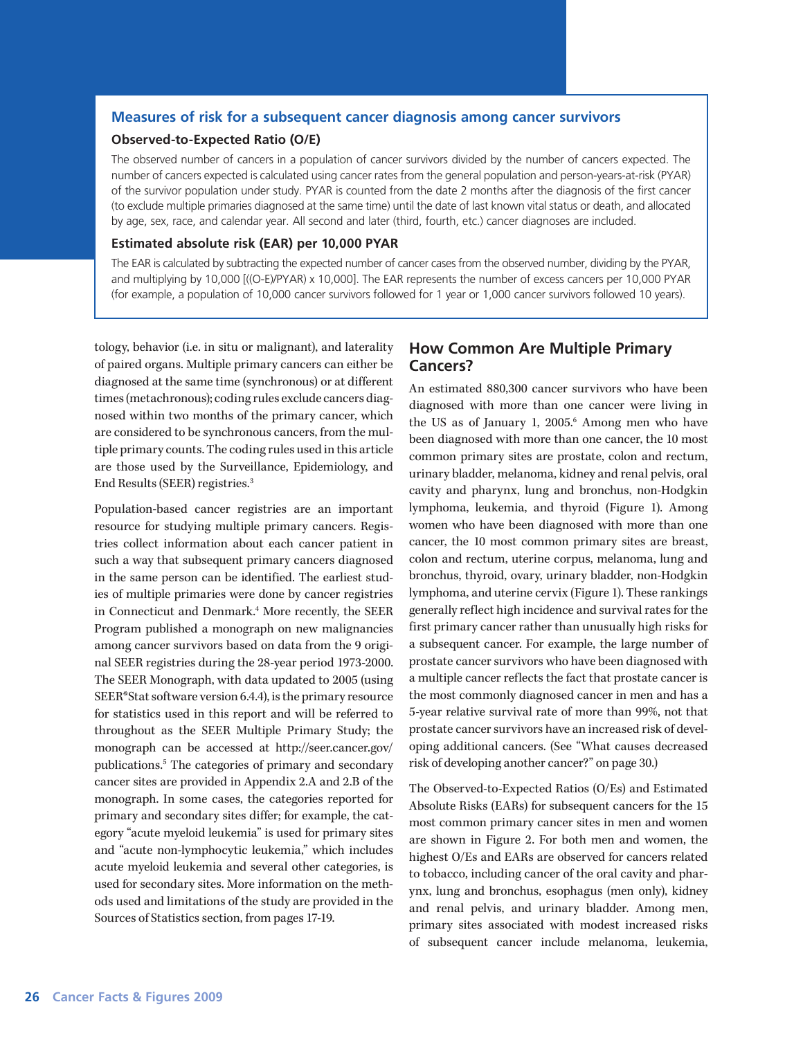## Measures of risk for a subsequent cancer diagnosis among cancer survivors

### Observed-to-Expected Ratio (O/E)

The observed number of cancers in a population of cancer survivors divided by the number of cancers expected. The number of cancers expected is calculated using cancer rates from the general population and person-years-at-risk (PYAR) of the survivor population under study. PYAR is counted from the date 2 months after the diagnosis of the first cancer (to exclude multiple primaries diagnosed at the same time) until the date of last known vital status or death, and allocated by age, sex, race, and calendar year. All second and later (third, fourth, etc.) cancer diagnoses are included.

### Estimated absolute risk (EAR) per 10,000 PYAR

The EAR is calculated by subtracting the expected number of cancer cases from the observed number, dividing by the PYAR, and multiplying by 10,000 [((O-E)/PYAR) x 10,000]. The EAR represents the number of excess cancers per 10,000 PYAR (for example, a population of 10,000 cancer survivors followed for 1 year or 1,000 cancer survivors followed 10 years).

tology, behavior (i.e. in situ or malignant), and laterality of paired organs. Multiple primary cancers can either be diagnosed at the same time (synchronous) or at different times (metachronous); coding rules exclude cancers diagnosed within two months of the primary cancer, which are considered to be synchronous cancers, from the multiple primary counts. The coding rules used in this article are those used by the Surveillance, Epidemiology, and End Results (SEER) registries.[3]

Population-based cancer registries are an important resource for studying multiple primary cancers. Registries collect information about each cancer patient in such a way that subsequent primary cancers diagnosed in the same person can be identified. The earliest studies of multiple primaries were done by cancer registries in Connecticut and Denmark.[4] More recently, the SEER Program published a monograph on new malignancies among cancer survivors based on data from the 9 original SEER registries during the 28-year period 1973-2000. The SEER Monograph, with data updated to 2005 (using SEER*Stat software version 6.4.4), is the primary resource for statistics used in this report and will be referred to throughout as the SEER Multiple Primary Study; the monograph can be accessed at http://seer.cancer.gov/publications.[5] The categories of primary and secondary cancer sites are provided in Appendix 2.A and 2.B of the monograph. In some cases, the categories reported for primary and secondary sites differ; for example, the category "acute myeloid leukemia" is used for primary sites and "acute non-lymphocytic leukemia," which includes acute myeloid leukemia and several other categories, is used for secondary sites. More information on the methods used and limitations of the study are provided in the Sources of Statistics section, from pages 17-19.

## How Common Are Multiple Primary Cancers?

An estimated 880,300 cancer survivors who have been diagnosed with more than one cancer were living in the US as of January 1, 2005.[6] Among men who have been diagnosed with more than one cancer, the 10 most common primary sites are prostate, colon and rectum, urinary bladder, melanoma, kidney and renal pelvis, oral cavity and pharynx, lung and bronchus, non-Hodgkin lymphoma, leukemia, and thyroid (Figure 1). Among women who have been diagnosed with more than one cancer, the 10 most common primary sites are breast, colon and rectum, uterine corpus, melanoma, lung and bronchus, thyroid, ovary, urinary bladder, non-Hodgkin lymphoma, and uterine cervix (Figure 1). These rankings generally reflect high incidence and survival rates for the first primary cancer rather than unusually high risks for a subsequent cancer. For example, the large number of prostate cancer survivors who have been diagnosed with a multiple cancer reflects the fact that prostate cancer is the most commonly diagnosed cancer in men and has a 5-year relative survival rate of more than 99%, not that prostate cancer survivors have an increased risk of developing additional cancers. (See "What causes decreased risk of developing another cancer?" on page 30.)

The Observed-to-Expected Ratios (O/Es) and Estimated Absolute Risks (EARs) for subsequent cancers for the 15 most common primary cancer sites in men and women are shown in Figure 2. For both men and women, the highest O/Es and EARs are observed for cancers related to tobacco, including cancer of the oral cavity and pharynx, lung and bronchus, esophagus (men only), kidney and renal pelvis, and urinary bladder. Among men, primary sites associated with modest increased risks of subsequent cancer include melanoma, leukemia,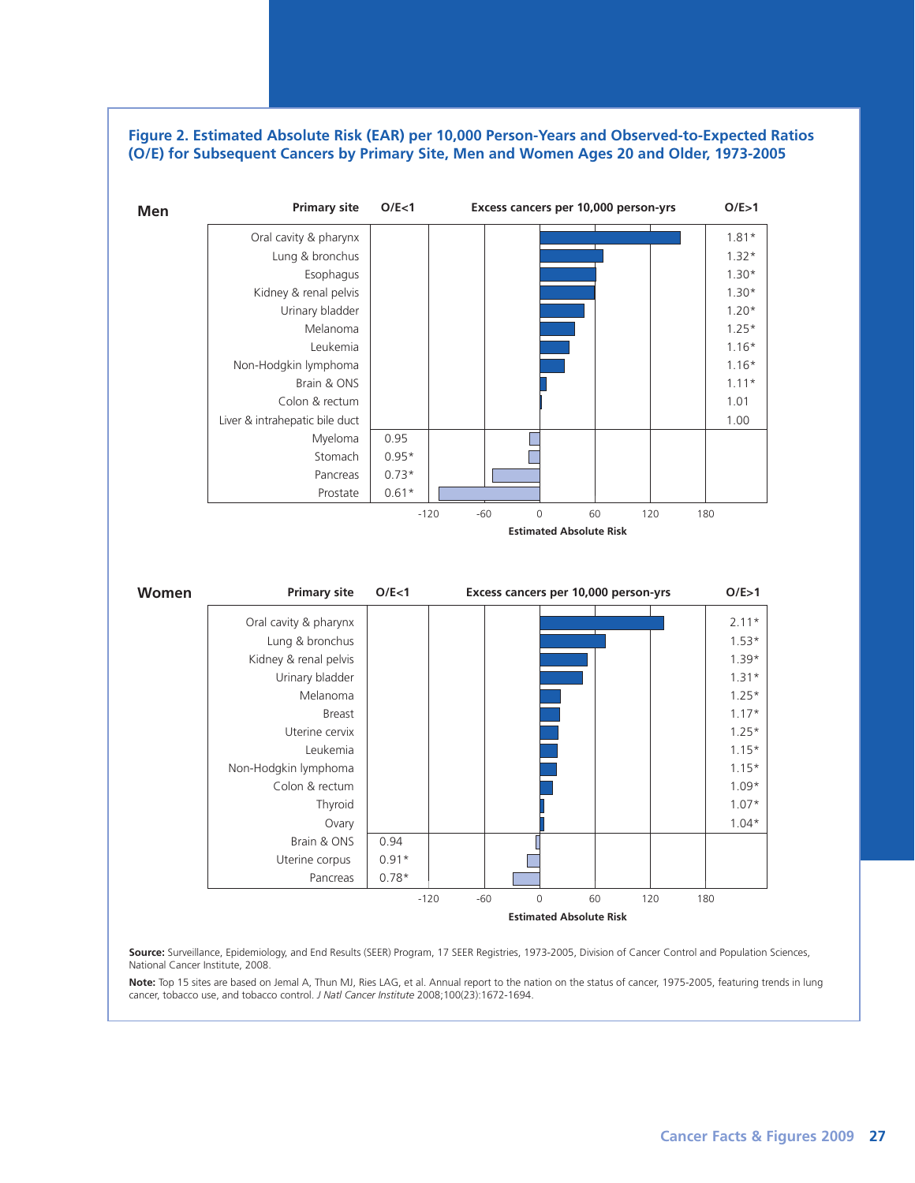**Figure 2. Estimated Absolute Risk (EAR) per 10,000 Person-Years and Observed-to-Expected Ratios (O/E) for Subsequent Cancers by Primary Site, Men and Women Ages 20 and Older, 1973-2005**

**Men**

| Primary site | O/E<1 | O/E>1 |
|---|---|---|
| Oral cavity & pharynx | | 1.81* |
| Lung & bronchus | | 1.32* |
| Esophagus | | 1.30* |
| Kidney & renal pelvis | | 1.30* |
| Urinary bladder | | 1.20* |
| Melanoma | | 1.25* |
| Leukemia | | 1.16* |
| Non-Hodgkin lymphoma | | 1.16* |
| Brain & ONS | | 1.11* |
| Colon & rectum | | 1.01 |
| Liver & intrahepatic bile duct | | 1.00 |
| Myeloma | 0.95 | |
| Stomach | 0.95* | |
| Pancreas | 0.73* | |
| Prostate | 0.61* | |

Excess cancers per 10,000 person-yrs (Estimated Absolute Risk): -120, -60, 0, 60, 120, 180

**Women**

| Primary site | O/E<1 | O/E>1 |
|---|---|---|
| Oral cavity & pharynx | | 2.11* |
| Lung & bronchus | | 1.53* |
| Kidney & renal pelvis | | 1.39* |
| Urinary bladder | | 1.31* |
| Melanoma | | 1.25* |
| Breast | | 1.17* |
| Uterine cervix | | 1.25* |
| Leukemia | | 1.15* |
| Non-Hodgkin lymphoma | | 1.15* |
| Colon & rectum | | 1.09* |
| Thyroid | | 1.07* |
| Ovary | | 1.04* |
| Brain & ONS | 0.94 | |
| Uterine corpus | 0.91* | |
| Pancreas | 0.78* | |

Excess cancers per 10,000 person-yrs (Estimated Absolute Risk): -120, -60, 0, 60, 120, 180

**Source:** Surveillance, Epidemiology, and End Results (SEER) Program, 17 SEER Registries, 1973-2005, Division of Cancer Control and Population Sciences, National Cancer Institute, 2008.

**Note:** Top 15 sites are based on Jemal A, Thun MJ, Ries LAG, et al. Annual report to the nation on the status of cancer, 1975-2005, featuring trends in lung cancer, tobacco use, and tobacco control. *J Natl Cancer Institute* 2008;100(23):1672-1694.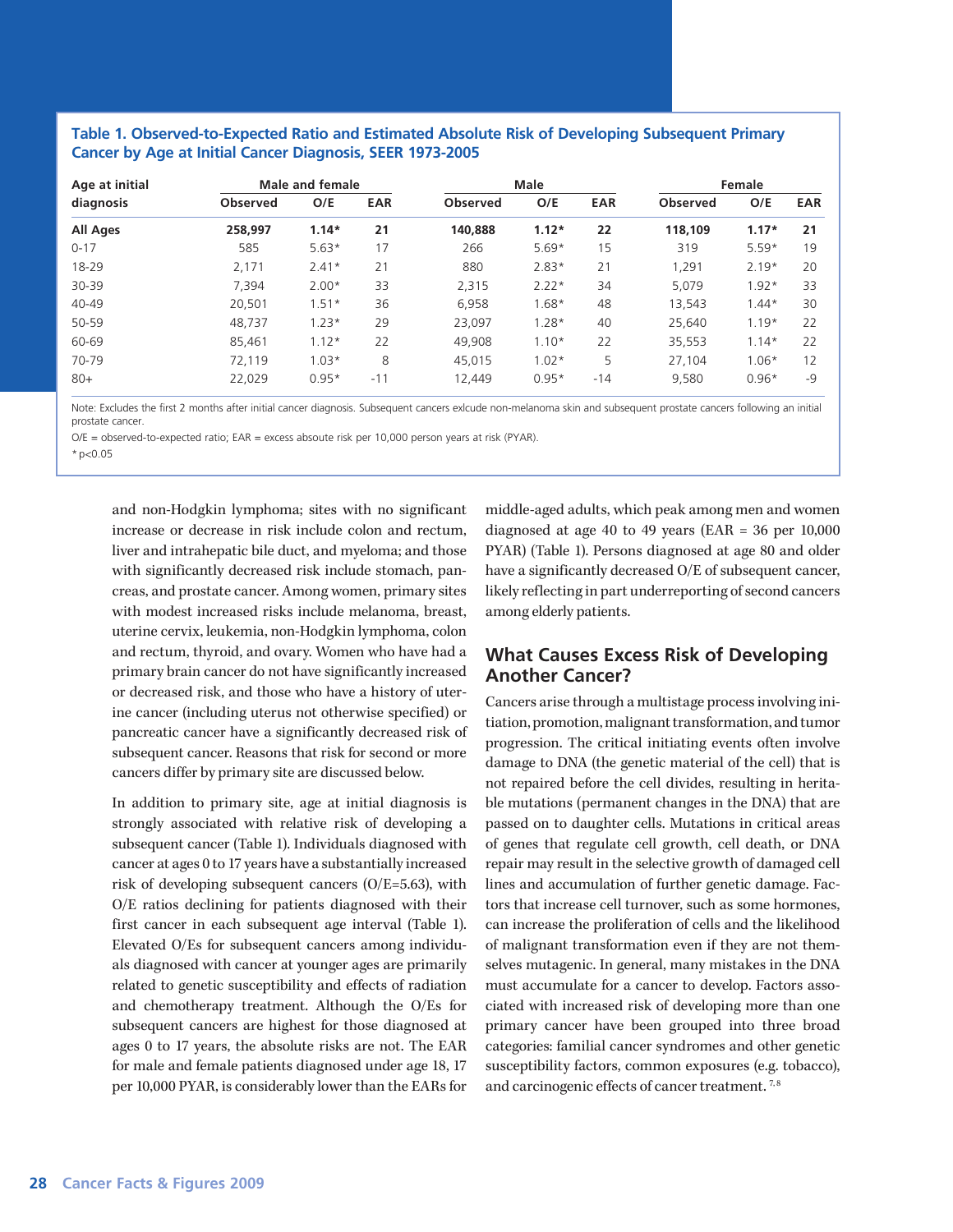**Table 1. Observed-to-Expected Ratio and Estimated Absolute Risk of Developing Subsequent Primary Cancer by Age at Initial Cancer Diagnosis, SEER 1973-2005**

| Age at initial diagnosis | Male and female | | | Male | | | Female | | |
|---|---|---|---|---|---|---|---|---|---|
| | Observed | O/E | EAR | Observed | O/E | EAR | Observed | O/E | EAR |
| **All Ages** | **258,997** | **1.14*** | **21** | **140,888** | **1.12*** | **22** | **118,109** | **1.17*** | **21** |
| 0-17 | 585 | 5.63* | 17 | 266 | 5.69* | 15 | 319 | 5.59* | 19 |
| 18-29 | 2,171 | 2.41* | 21 | 880 | 2.83* | 21 | 1,291 | 2.19* | 20 |
| 30-39 | 7,394 | 2.00* | 33 | 2,315 | 2.22* | 34 | 5,079 | 1.92* | 33 |
| 40-49 | 20,501 | 1.51* | 36 | 6,958 | 1.68* | 48 | 13,543 | 1.44* | 30 |
| 50-59 | 48,737 | 1.23* | 29 | 23,097 | 1.28* | 40 | 25,640 | 1.19* | 22 |
| 60-69 | 85,461 | 1.12* | 22 | 49,908 | 1.10* | 22 | 35,553 | 1.14* | 22 |
| 70-79 | 72,119 | 1.03* | 8 | 45,015 | 1.02* | 5 | 27,104 | 1.06* | 12 |
| 80+ | 22,029 | 0.95* | -11 | 12,449 | 0.95* | -14 | 9,580 | 0.96* | -9 |

Note: Excludes the first 2 months after initial cancer diagnosis. Subsequent cancers exlcude non-melanoma skin and subsequent prostate cancers following an initial prostate cancer.

O/E = observed-to-expected ratio; EAR = excess absoute risk per 10,000 person years at risk (PYAR).

* $p<0.05$

and non-Hodgkin lymphoma; sites with no significant increase or decrease in risk include colon and rectum, liver and intrahepatic bile duct, and myeloma; and those with significantly decreased risk include stomach, pancreas, and prostate cancer. Among women, primary sites with modest increased risks include melanoma, breast, uterine cervix, leukemia, non-Hodgkin lymphoma, colon and rectum, thyroid, and ovary. Women who have had a primary brain cancer do not have significantly increased or decreased risk, and those who have a history of uterine cancer (including uterus not otherwise specified) or pancreatic cancer have a significantly decreased risk of subsequent cancer. Reasons that risk for second or more cancers differ by primary site are discussed below.

In addition to primary site, age at initial diagnosis is strongly associated with relative risk of developing a subsequent cancer (Table 1). Individuals diagnosed with cancer at ages 0 to 17 years have a substantially increased risk of developing subsequent cancers (O/E=5.63), with O/E ratios declining for patients diagnosed with their first cancer in each subsequent age interval (Table 1). Elevated O/Es for subsequent cancers among individuals diagnosed with cancer at younger ages are primarily related to genetic susceptibility and effects of radiation and chemotherapy treatment. Although the O/Es for subsequent cancers are highest for those diagnosed at ages 0 to 17 years, the absolute risks are not. The EAR for male and female patients diagnosed under age 18, 17 per 10,000 PYAR, is considerably lower than the EARs for middle-aged adults, which peak among men and women diagnosed at age 40 to 49 years (EAR = 36 per 10,000 PYAR) (Table 1). Persons diagnosed at age 80 and older have a significantly decreased O/E of subsequent cancer, likely reflecting in part underreporting of second cancers among elderly patients.

## What Causes Excess Risk of Developing Another Cancer?

Cancers arise through a multistage process involving initiation, promotion, malignant transformation, and tumor progression. The critical initiating events often involve damage to DNA (the genetic material of the cell) that is not repaired before the cell divides, resulting in heritable mutations (permanent changes in the DNA) that are passed on to daughter cells. Mutations in critical areas of genes that regulate cell growth, cell death, or DNA repair may result in the selective growth of damaged cell lines and accumulation of further genetic damage. Factors that increase cell turnover, such as some hormones, can increase the proliferation of cells and the likelihood of malignant transformation even if they are not themselves mutagenic. In general, many mistakes in the DNA must accumulate for a cancer to develop. Factors associated with increased risk of developing more than one primary cancer have been grouped into three broad categories: familial cancer syndromes and other genetic susceptibility factors, common exposures (e.g. tobacco), and carcinogenic effects of cancer treatment.[7,8]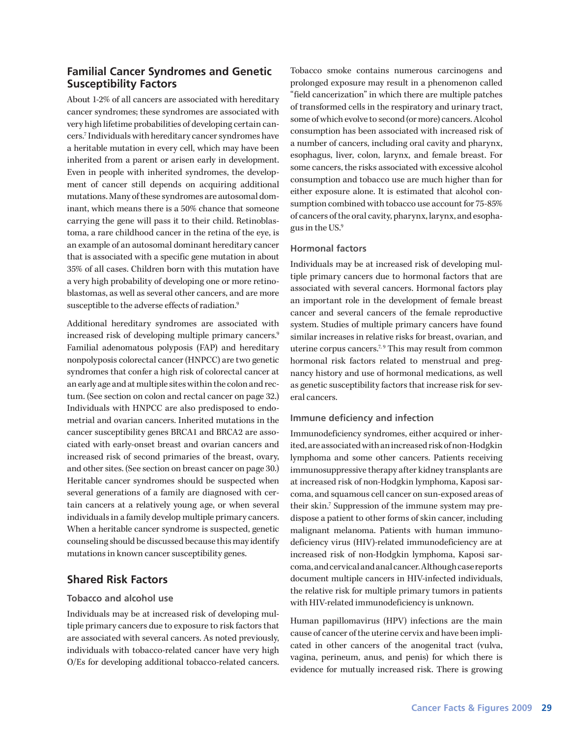## Familial Cancer Syndromes and Genetic Susceptibility Factors

About 1-2% of all cancers are associated with hereditary cancer syndromes; these syndromes are associated with very high lifetime probabilities of developing certain cancers.[7] Individuals with hereditary cancer syndromes have a heritable mutation in every cell, which may have been inherited from a parent or arisen early in development. Even in people with inherited syndromes, the development of cancer still depends on acquiring additional mutations. Many of these syndromes are autosomal dominant, which means there is a 50% chance that someone carrying the gene will pass it to their child. Retinoblastoma, a rare childhood cancer in the retina of the eye, is an example of an autosomal dominant hereditary cancer that is associated with a specific gene mutation in about 35% of all cases. Children born with this mutation have a very high probability of developing one or more retinoblastomas, as well as several other cancers, and are more susceptible to the adverse effects of radiation.[9]

Additional hereditary syndromes are associated with increased risk of developing multiple primary cancers.[9] Familial adenomatous polyposis (FAP) and hereditary nonpolyposis colorectal cancer (HNPCC) are two genetic syndromes that confer a high risk of colorectal cancer at an early age and at multiple sites within the colon and rectum. (See section on colon and rectal cancer on page 32.) Individuals with HNPCC are also predisposed to endometrial and ovarian cancers. Inherited mutations in the cancer susceptibility genes BRCA1 and BRCA2 are associated with early-onset breast and ovarian cancers and increased risk of second primaries of the breast, ovary, and other sites. (See section on breast cancer on page 30.) Heritable cancer syndromes should be suspected when several generations of a family are diagnosed with certain cancers at a relatively young age, or when several individuals in a family develop multiple primary cancers. When a heritable cancer syndrome is suspected, genetic counseling should be discussed because this may identify mutations in known cancer susceptibility genes.

## Shared Risk Factors

### Tobacco and alcohol use

Individuals may be at increased risk of developing multiple primary cancers due to exposure to risk factors that are associated with several cancers. As noted previously, individuals with tobacco-related cancer have very high O/Es for developing additional tobacco-related cancers. Tobacco smoke contains numerous carcinogens and prolonged exposure may result in a phenomenon called "field cancerization" in which there are multiple patches of transformed cells in the respiratory and urinary tract, some of which evolve to second (or more) cancers. Alcohol consumption has been associated with increased risk of a number of cancers, including oral cavity and pharynx, esophagus, liver, colon, larynx, and female breast. For some cancers, the risks associated with excessive alcohol consumption and tobacco use are much higher than for either exposure alone. It is estimated that alcohol consumption combined with tobacco use account for 75-85% of cancers of the oral cavity, pharynx, larynx, and esophagus in the US.[9]

### Hormonal factors

Individuals may be at increased risk of developing multiple primary cancers due to hormonal factors that are associated with several cancers. Hormonal factors play an important role in the development of female breast cancer and several cancers of the female reproductive system. Studies of multiple primary cancers have found similar increases in relative risks for breast, ovarian, and uterine corpus cancers.[7,9] This may result from common hormonal risk factors related to menstrual and pregnancy history and use of hormonal medications, as well as genetic susceptibility factors that increase risk for several cancers.

### Immune deficiency and infection

Immunodeficiency syndromes, either acquired or inherited, are associated with an increased risk of non-Hodgkin lymphoma and some other cancers. Patients receiving immunosuppressive therapy after kidney transplants are at increased risk of non-Hodgkin lymphoma, Kaposi sarcoma, and squamous cell cancer on sun-exposed areas of their skin.[7] Suppression of the immune system may predispose a patient to other forms of skin cancer, including malignant melanoma. Patients with human immunodeficiency virus (HIV)-related immunodeficiency are at increased risk of non-Hodgkin lymphoma, Kaposi sarcoma, and cervical and anal cancer. Although case reports document multiple cancers in HIV-infected individuals, the relative risk for multiple primary tumors in patients with HIV-related immunodeficiency is unknown.

Human papillomavirus (HPV) infections are the main cause of cancer of the uterine cervix and have been implicated in other cancers of the anogenital tract (vulva, vagina, perineum, anus, and penis) for which there is evidence for mutually increased risk. There is growing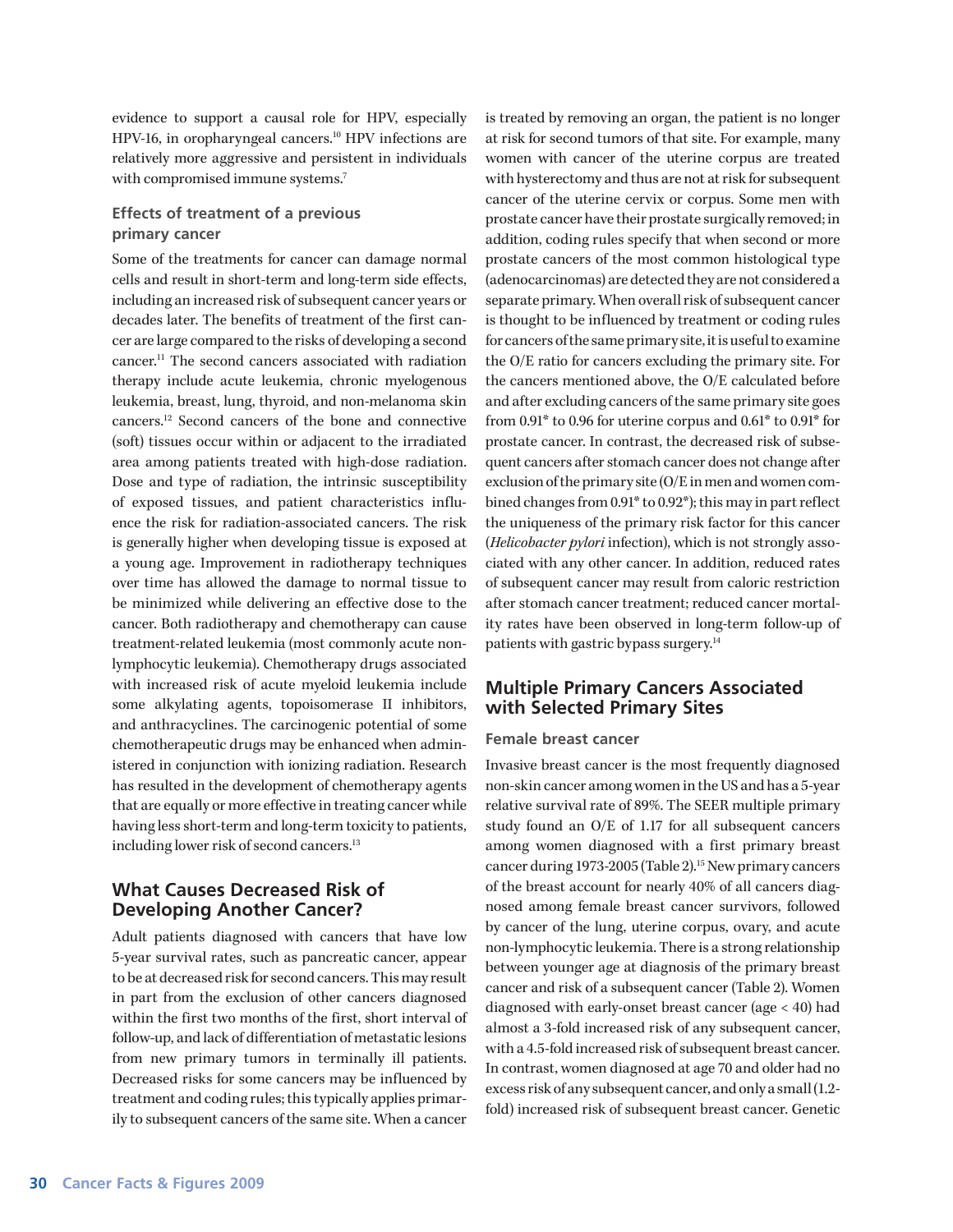evidence to support a causal role for HPV, especially HPV-16, in oropharyngeal cancers.[10] HPV infections are relatively more aggressive and persistent in individuals with compromised immune systems.[7]

### Effects of treatment of a previous primary cancer

Some of the treatments for cancer can damage normal cells and result in short-term and long-term side effects, including an increased risk of subsequent cancer years or decades later. The benefits of treatment of the first cancer are large compared to the risks of developing a second cancer.[11] The second cancers associated with radiation therapy include acute leukemia, chronic myelogenous leukemia, breast, lung, thyroid, and non-melanoma skin cancers.[12] Second cancers of the bone and connective (soft) tissues occur within or adjacent to the irradiated area among patients treated with high-dose radiation. Dose and type of radiation, the intrinsic susceptibility of exposed tissues, and patient characteristics influence the risk for radiation-associated cancers. The risk is generally higher when developing tissue is exposed at a young age. Improvement in radiotherapy techniques over time has allowed the damage to normal tissue to be minimized while delivering an effective dose to the cancer. Both radiotherapy and chemotherapy can cause treatment-related leukemia (most commonly acute nonlymphocytic leukemia). Chemotherapy drugs associated with increased risk of acute myeloid leukemia include some alkylating agents, topoisomerase II inhibitors, and anthracyclines. The carcinogenic potential of some chemotherapeutic drugs may be enhanced when administered in conjunction with ionizing radiation. Research has resulted in the development of chemotherapy agents that are equally or more effective in treating cancer while having less short-term and long-term toxicity to patients, including lower risk of second cancers.[13]

## What Causes Decreased Risk of Developing Another Cancer?

Adult patients diagnosed with cancers that have low 5-year survival rates, such as pancreatic cancer, appear to be at decreased risk for second cancers. This may result in part from the exclusion of other cancers diagnosed within the first two months of the first, short interval of follow-up, and lack of differentiation of metastatic lesions from new primary tumors in terminally ill patients. Decreased risks for some cancers may be influenced by treatment and coding rules; this typically applies primarily to subsequent cancers of the same site. When a cancer is treated by removing an organ, the patient is no longer at risk for second tumors of that site. For example, many women with cancer of the uterine corpus are treated with hysterectomy and thus are not at risk for subsequent cancer of the uterine cervix or corpus. Some men with prostate cancer have their prostate surgically removed; in addition, coding rules specify that when second or more prostate cancers of the most common histological type (adenocarcinomas) are detected they are not considered a separate primary. When overall risk of subsequent cancer is thought to be influenced by treatment or coding rules for cancers of the same primary site, it is useful to examine the O/E ratio for cancers excluding the primary site. For the cancers mentioned above, the O/E calculated before and after excluding cancers of the same primary site goes from 0.91* to 0.96 for uterine corpus and 0.61* to 0.91* for prostate cancer. In contrast, the decreased risk of subsequent cancers after stomach cancer does not change after exclusion of the primary site (O/E in men and women combined changes from 0.91* to 0.92*); this may in part reflect the uniqueness of the primary risk factor for this cancer (*Helicobacter pylori* infection), which is not strongly associated with any other cancer. In addition, reduced rates of subsequent cancer may result from caloric restriction after stomach cancer treatment; reduced cancer mortality rates have been observed in long-term follow-up of patients with gastric bypass surgery.[14]

## Multiple Primary Cancers Associated with Selected Primary Sites

### Female breast cancer

Invasive breast cancer is the most frequently diagnosed non-skin cancer among women in the US and has a 5-year relative survival rate of 89%. The SEER multiple primary study found an O/E of 1.17 for all subsequent cancers among women diagnosed with a first primary breast cancer during 1973-2005 (Table 2).[15] New primary cancers of the breast account for nearly 40% of all cancers diagnosed among female breast cancer survivors, followed by cancer of the lung, uterine corpus, ovary, and acute non-lymphocytic leukemia. There is a strong relationship between younger age at diagnosis of the primary breast cancer and risk of a subsequent cancer (Table 2). Women diagnosed with early-onset breast cancer (age < 40) had almost a 3-fold increased risk of any subsequent cancer, with a 4.5-fold increased risk of subsequent breast cancer. In contrast, women diagnosed at age 70 and older had no excess risk of any subsequent cancer, and only a small (1.2-fold) increased risk of subsequent breast cancer. Genetic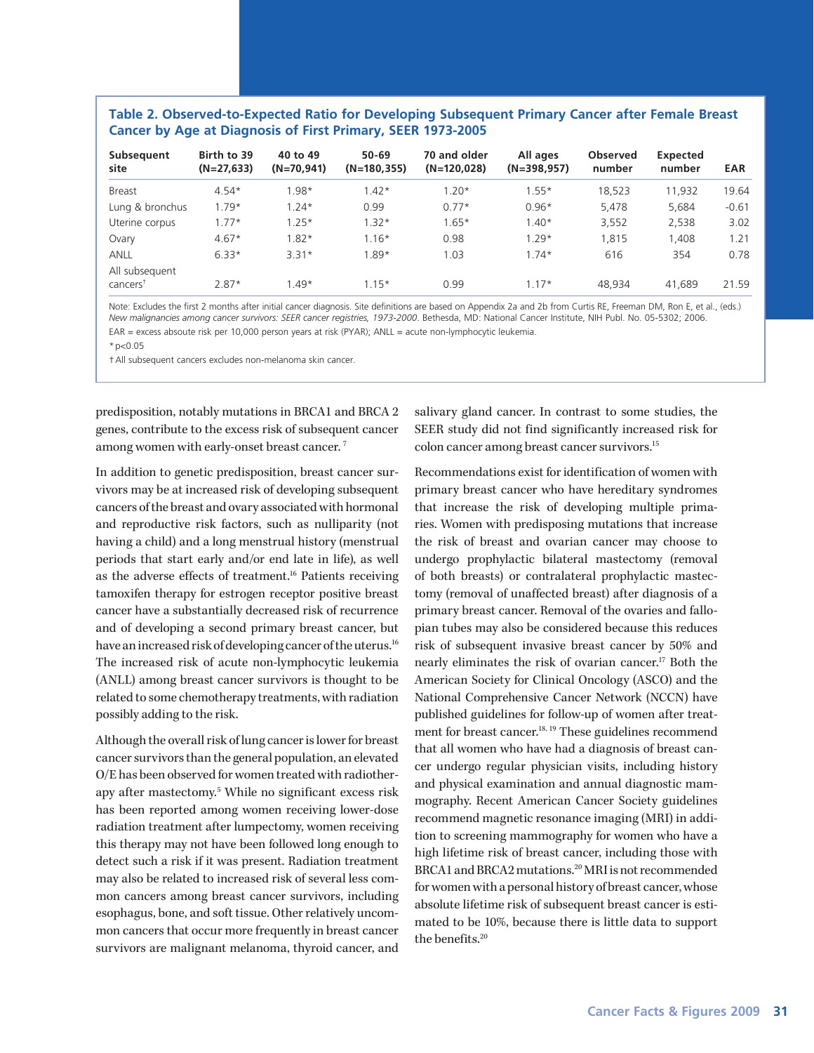**Table 2. Observed-to-Expected Ratio for Developing Subsequent Primary Cancer after Female Breast Cancer by Age at Diagnosis of First Primary, SEER 1973-2005**

| Subsequent site | Birth to 39 (N=27,633) | 40 to 49 (N=70,941) | 50-69 (N=180,355) | 70 and older (N=120,028) | All ages (N=398,957) | Observed number | Expected number | EAR |
|---|---|---|---|---|---|---|---|---|
| Breast | 4.54* | 1.98* | 1.42* | 1.20* | 1.55* | 18,523 | 11,932 | 19.64 |
| Lung & bronchus | 1.79* | 1.24* | 0.99 | 0.77* | 0.96* | 5,478 | 5,684 | -0.61 |
| Uterine corpus | 1.77* | 1.25* | 1.32* | 1.65* | 1.40* | 3,552 | 2,538 | 3.02 |
| Ovary | 4.67* | 1.82* | 1.16* | 0.98 | 1.29* | 1,815 | 1,408 | 1.21 |
| ANLL | 6.33* | 3.31* | 1.89* | 1.03 | 1.74* | 616 | 354 | 0.78 |
| All subsequent cancers† | 2.87* | 1.49* | 1.15* | 0.99 | 1.17* | 48,934 | 41,689 | 21.59 |

Note: Excludes the first 2 months after initial cancer diagnosis. Site definitions are based on Appendix 2a and 2b from Curtis RE, Freeman DM, Ron E, et al., (eds.) *New malignancies among cancer survivors: SEER cancer registries, 1973-2000*. Bethesda, MD: National Cancer Institute, NIH Publ. No. 05-5302; 2006.

EAR = excess absoute risk per 10,000 person years at risk (PYAR); ANLL = acute non-lymphocytic leukemia.

* p<0.05

† All subsequent cancers excludes non-melanoma skin cancer.

predisposition, notably mutations in BRCA1 and BRCA 2 genes, contribute to the excess risk of subsequent cancer among women with early-onset breast cancer.[7]

In addition to genetic predisposition, breast cancer survivors may be at increased risk of developing subsequent cancers of the breast and ovary associated with hormonal and reproductive risk factors, such as nulliparity (not having a child) and a long menstrual history (menstrual periods that start early and/or end late in life), as well as the adverse effects of treatment.[16] Patients receiving tamoxifen therapy for estrogen receptor positive breast cancer have a substantially decreased risk of recurrence and of developing a second primary breast cancer, but have an increased risk of developing cancer of the uterus.[16] The increased risk of acute non-lymphocytic leukemia (ANLL) among breast cancer survivors is thought to be related to some chemotherapy treatments, with radiation possibly adding to the risk.

Although the overall risk of lung cancer is lower for breast cancer survivors than the general population, an elevated O/E has been observed for women treated with radiotherapy after mastectomy.[5] While no significant excess risk has been reported among women receiving lower-dose radiation treatment after lumpectomy, women receiving this therapy may not have been followed long enough to detect such a risk if it was present. Radiation treatment may also be related to increased risk of several less common cancers among breast cancer survivors, including esophagus, bone, and soft tissue. Other relatively uncommon cancers that occur more frequently in breast cancer survivors are malignant melanoma, thyroid cancer, and salivary gland cancer. In contrast to some studies, the SEER study did not find significantly increased risk for colon cancer among breast cancer survivors.[15]

Recommendations exist for identification of women with primary breast cancer who have hereditary syndromes that increase the risk of developing multiple primaries. Women with predisposing mutations that increase the risk of breast and ovarian cancer may choose to undergo prophylactic bilateral mastectomy (removal of both breasts) or contralateral prophylactic mastectomy (removal of unaffected breast) after diagnosis of a primary breast cancer. Removal of the ovaries and fallopian tubes may also be considered because this reduces risk of subsequent invasive breast cancer by 50% and nearly eliminates the risk of ovarian cancer.[17] Both the American Society for Clinical Oncology (ASCO) and the National Comprehensive Cancer Network (NCCN) have published guidelines for follow-up of women after treatment for breast cancer.[18, 19] These guidelines recommend that all women who have had a diagnosis of breast cancer undergo regular physician visits, including history and physical examination and annual diagnostic mammography. Recent American Cancer Society guidelines recommend magnetic resonance imaging (MRI) in addition to screening mammography for women who have a high lifetime risk of breast cancer, including those with BRCA1 and BRCA2 mutations.[20] MRI is not recommended for women with a personal history of breast cancer, whose absolute lifetime risk of subsequent breast cancer is estimated to be 10%, because there is little data to support the benefits.[20]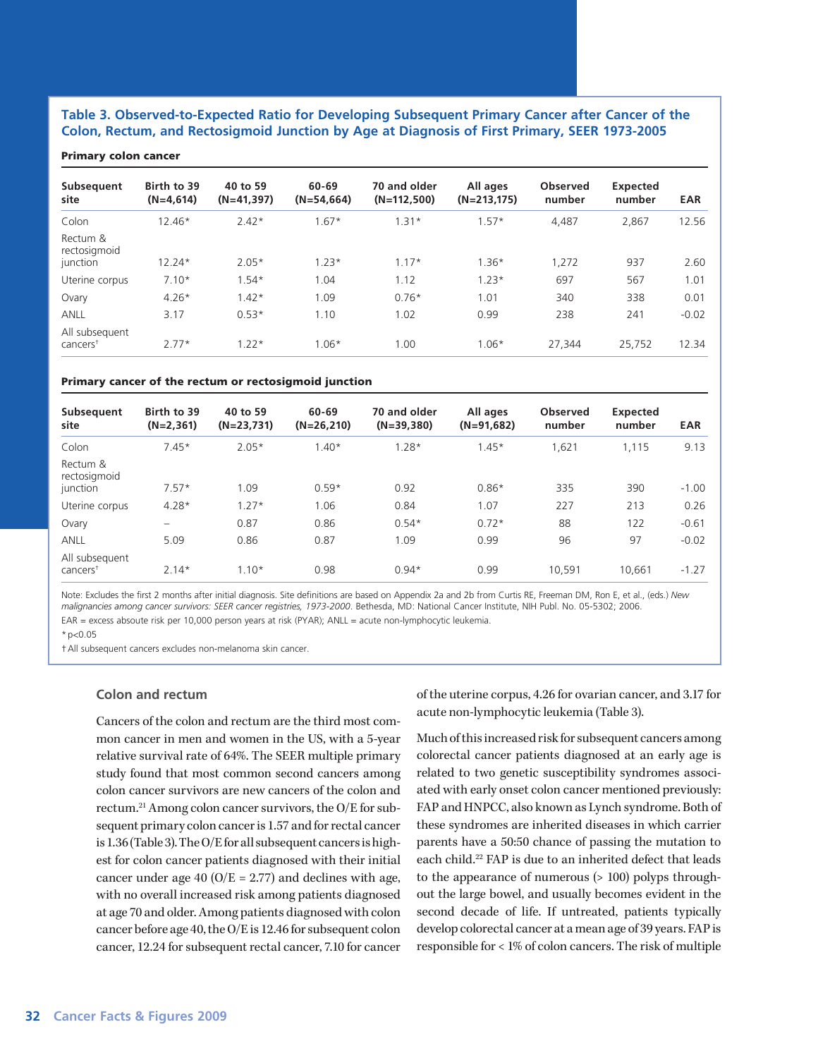### Table 3. Observed-to-Expected Ratio for Developing Subsequent Primary Cancer after Cancer of the Colon, Rectum, and Rectosigmoid Junction by Age at Diagnosis of First Primary, SEER 1973-2005

**Primary colon cancer**

| Subsequent site | Birth to 39 (N=4,614) | 40 to 59 (N=41,397) | 60-69 (N=54,664) | 70 and older (N=112,500) | All ages (N=213,175) | Observed number | Expected number | EAR |
|---|---|---|---|---|---|---|---|---|
| Colon | 12.46* | 2.42* | 1.67* | 1.31* | 1.57* | 4,487 | 2,867 | 12.56 |
| Rectum & rectosigmoid junction | 12.24* | 2.05* | 1.23* | 1.17* | 1.36* | 1,272 | 937 | 2.60 |
| Uterine corpus | 7.10* | 1.54* | 1.04 | 1.12 | 1.23* | 697 | 567 | 1.01 |
| Ovary | 4.26* | 1.42* | 1.09 | 0.76* | 1.01 | 340 | 338 | 0.01 |
| ANLL | 3.17 | 0.53* | 1.10 | 1.02 | 0.99 | 238 | 241 | -0.02 |
| All subsequent cancers† | 2.77* | 1.22* | 1.06* | 1.00 | 1.06* | 27,344 | 25,752 | 12.34 |

**Primary cancer of the rectum or rectosigmoid junction**

| Subsequent site | Birth to 39 (N=2,361) | 40 to 59 (N=23,731) | 60-69 (N=26,210) | 70 and older (N=39,380) | All ages (N=91,682) | Observed number | Expected number | EAR |
|---|---|---|---|---|---|---|---|---|
| Colon | 7.45* | 2.05* | 1.40* | 1.28* | 1.45* | 1,621 | 1,115 | 9.13 |
| Rectum & rectosigmoid junction | 7.57* | 1.09 | 0.59* | 0.92 | 0.86* | 335 | 390 | -1.00 |
| Uterine corpus | 4.28* | 1.27* | 1.06 | 0.84 | 1.07 | 227 | 213 | 0.26 |
| Ovary | – | 0.87 | 0.86 | 0.54* | 0.72* | 88 | 122 | -0.61 |
| ANLL | 5.09 | 0.86 | 0.87 | 1.09 | 0.99 | 96 | 97 | -0.02 |
| All subsequent cancers† | 2.14* | 1.10* | 0.98 | 0.94* | 0.99 | 10,591 | 10,661 | -1.27 |

Note: Excludes the first 2 months after initial diagnosis. Site definitions are based on Appendix 2a and 2b from Curtis RE, Freeman DM, Ron E, et al., (eds.) *New malignancies among cancer survivors: SEER cancer registries, 1973-2000*. Bethesda, MD: National Cancer Institute, NIH Publ. No. 05-5302; 2006.

EAR = excess absoute risk per 10,000 person years at risk (PYAR); ANLL = acute non-lymphocytic leukemia.

* p<0.05

† All subsequent cancers excludes non-melanoma skin cancer.

## Colon and rectum

Cancers of the colon and rectum are the third most common cancer in men and women in the US, with a 5-year relative survival rate of 64%. The SEER multiple primary study found that most common second cancers among colon cancer survivors are new cancers of the colon and rectum.[21] Among colon cancer survivors, the O/E for subsequent primary colon cancer is 1.57 and for rectal cancer is 1.36 (Table 3). The O/E for all subsequent cancers is highest for colon cancer patients diagnosed with their initial cancer under age 40 (O/E = 2.77) and declines with age, with no overall increased risk among patients diagnosed at age 70 and older. Among patients diagnosed with colon cancer before age 40, the O/E is 12.46 for subsequent colon cancer, 12.24 for subsequent rectal cancer, 7.10 for cancer of the uterine corpus, 4.26 for ovarian cancer, and 3.17 for acute non-lymphocytic leukemia (Table 3).

Much of this increased risk for subsequent cancers among colorectal cancer patients diagnosed at an early age is related to two genetic susceptibility syndromes associated with early onset colon cancer mentioned previously: FAP and HNPCC, also known as Lynch syndrome. Both of these syndromes are inherited diseases in which carrier parents have a 50:50 chance of passing the mutation to each child.[22] FAP is due to an inherited defect that leads to the appearance of numerous (> 100) polyps throughout the large bowel, and usually becomes evident in the second decade of life. If untreated, patients typically develop colorectal cancer at a mean age of 39 years. FAP is responsible for < 1% of colon cancers. The risk of multiple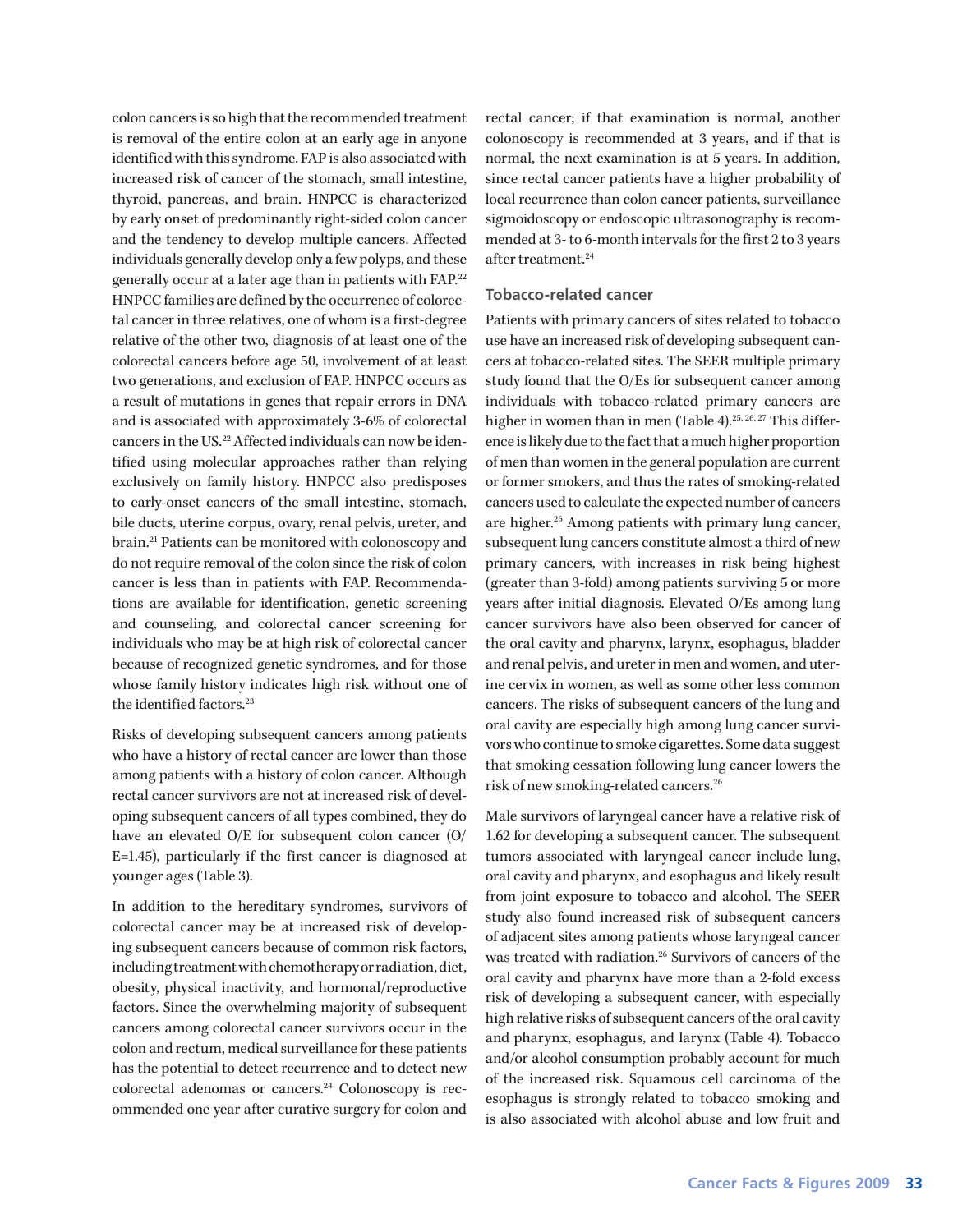colon cancers is so high that the recommended treatment is removal of the entire colon at an early age in anyone identified with this syndrome. FAP is also associated with increased risk of cancer of the stomach, small intestine, thyroid, pancreas, and brain. HNPCC is characterized by early onset of predominantly right-sided colon cancer and the tendency to develop multiple cancers. Affected individuals generally develop only a few polyps, and these generally occur at a later age than in patients with FAP.[22] HNPCC families are defined by the occurrence of colorectal cancer in three relatives, one of whom is a first-degree relative of the other two, diagnosis of at least one of the colorectal cancers before age 50, involvement of at least two generations, and exclusion of FAP. HNPCC occurs as a result of mutations in genes that repair errors in DNA and is associated with approximately 3-6% of colorectal cancers in the US.[22] Affected individuals can now be identified using molecular approaches rather than relying exclusively on family history. HNPCC also predisposes to early-onset cancers of the small intestine, stomach, bile ducts, uterine corpus, ovary, renal pelvis, ureter, and brain.[21] Patients can be monitored with colonoscopy and do not require removal of the colon since the risk of colon cancer is less than in patients with FAP. Recommendations are available for identification, genetic screening and counseling, and colorectal cancer screening for individuals who may be at high risk of colorectal cancer because of recognized genetic syndromes, and for those whose family history indicates high risk without one of the identified factors.[23]

Risks of developing subsequent cancers among patients who have a history of rectal cancer are lower than those among patients with a history of colon cancer. Although rectal cancer survivors are not at increased risk of developing subsequent cancers of all types combined, they do have an elevated O/E for subsequent colon cancer (O/E=1.45), particularly if the first cancer is diagnosed at younger ages (Table 3).

In addition to the hereditary syndromes, survivors of colorectal cancer may be at increased risk of developing subsequent cancers because of common risk factors, including treatment with chemotherapy or radiation, diet, obesity, physical inactivity, and hormonal/reproductive factors. Since the overwhelming majority of subsequent cancers among colorectal cancer survivors occur in the colon and rectum, medical surveillance for these patients has the potential to detect recurrence and to detect new colorectal adenomas or cancers.[24] Colonoscopy is recommended one year after curative surgery for colon and rectal cancer; if that examination is normal, another colonoscopy is recommended at 3 years, and if that is normal, the next examination is at 5 years. In addition, since rectal cancer patients have a higher probability of local recurrence than colon cancer patients, surveillance sigmoidoscopy or endoscopic ultrasonography is recommended at 3- to 6-month intervals for the first 2 to 3 years after treatment.[24]

### Tobacco-related cancer

Patients with primary cancers of sites related to tobacco use have an increased risk of developing subsequent cancers at tobacco-related sites. The SEER multiple primary study found that the O/Es for subsequent cancer among individuals with tobacco-related primary cancers are higher in women than in men (Table 4).[25, 26, 27] This difference is likely due to the fact that a much higher proportion of men than women in the general population are current or former smokers, and thus the rates of smoking-related cancers used to calculate the expected number of cancers are higher.[26] Among patients with primary lung cancer, subsequent lung cancers constitute almost a third of new primary cancers, with increases in risk being highest (greater than 3-fold) among patients surviving 5 or more years after initial diagnosis. Elevated O/Es among lung cancer survivors have also been observed for cancer of the oral cavity and pharynx, larynx, esophagus, bladder and renal pelvis, and ureter in men and women, and uterine cervix in women, as well as some other less common cancers. The risks of subsequent cancers of the lung and oral cavity are especially high among lung cancer survivors who continue to smoke cigarettes. Some data suggest that smoking cessation following lung cancer lowers the risk of new smoking-related cancers.[26]

Male survivors of laryngeal cancer have a relative risk of 1.62 for developing a subsequent cancer. The subsequent tumors associated with laryngeal cancer include lung, oral cavity and pharynx, and esophagus and likely result from joint exposure to tobacco and alcohol. The SEER study also found increased risk of subsequent cancers of adjacent sites among patients whose laryngeal cancer was treated with radiation.[26] Survivors of cancers of the oral cavity and pharynx have more than a 2-fold excess risk of developing a subsequent cancer, with especially high relative risks of subsequent cancers of the oral cavity and pharynx, esophagus, and larynx (Table 4). Tobacco and/or alcohol consumption probably account for much of the increased risk. Squamous cell carcinoma of the esophagus is strongly related to tobacco smoking and is also associated with alcohol abuse and low fruit and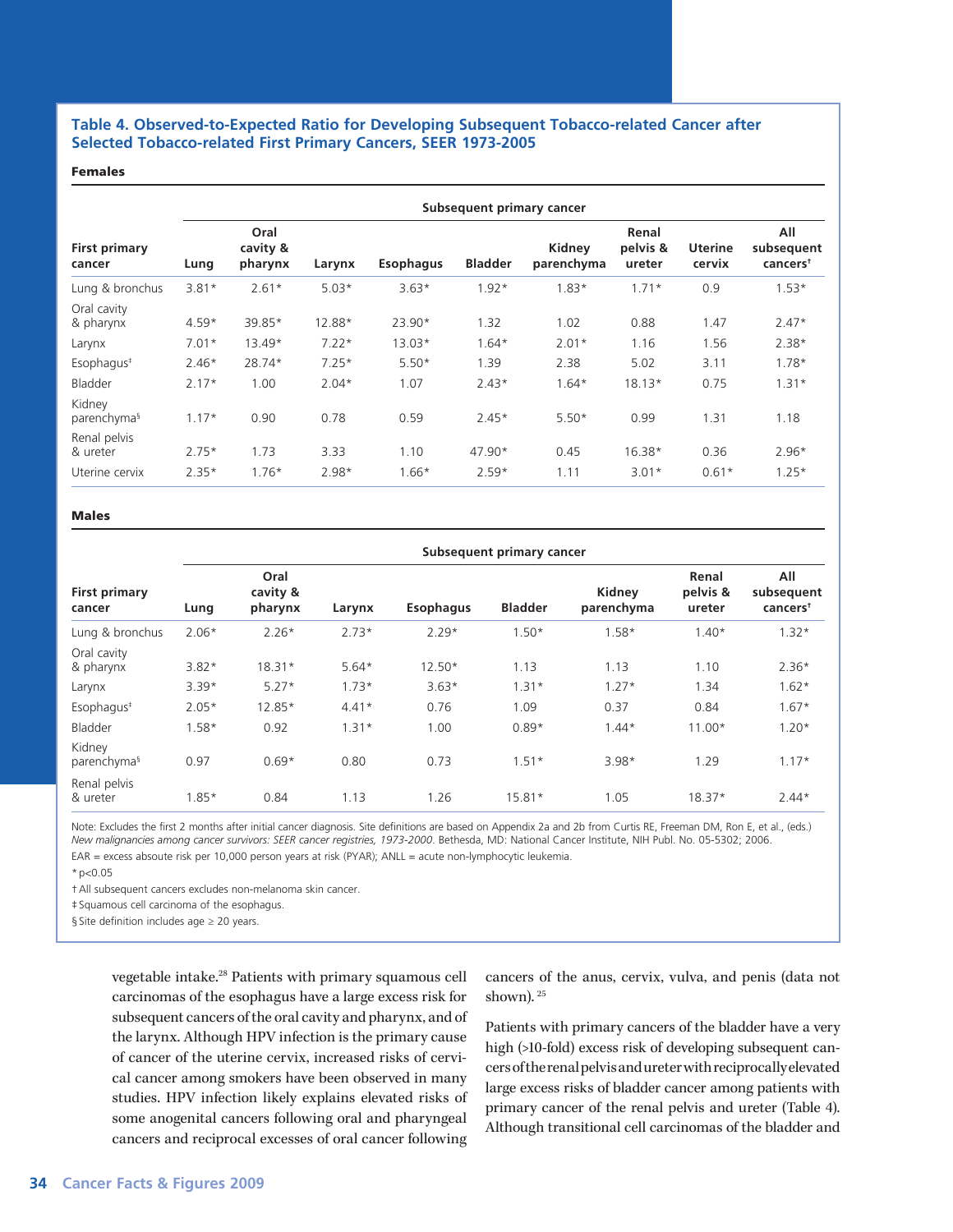### Table 4. Observed-to-Expected Ratio for Developing Subsequent Tobacco-related Cancer after Selected Tobacco-related First Primary Cancers, SEER 1973-2005

**Females**

| First primary cancer | Subsequent primary cancer | | | | | | | | |
|---|---|---|---|---|---|---|---|---|---|
| | Lung | Oral cavity & pharynx | Larynx | Esophagus | Bladder | Kidney parenchyma | Renal pelvis & ureter | Uterine cervix | All subsequent cancers† |
| Lung & bronchus | 3.81* | 2.61* | 5.03* | 3.63* | 1.92* | 1.83* | 1.71* | 0.9 | 1.53* |
| Oral cavity & pharynx | 4.59* | 39.85* | 12.88* | 23.90* | 1.32 | 1.02 | 0.88 | 1.47 | 2.47* |
| Larynx | 7.01* | 13.49* | 7.22* | 13.03* | 1.64* | 2.01* | 1.16 | 1.56 | 2.38* |
| Esophagus‡ | 2.46* | 28.74* | 7.25* | 5.50* | 1.39 | 2.38 | 5.02 | 3.11 | 1.78* |
| Bladder | 2.17* | 1.00 | 2.04* | 1.07 | 2.43* | 1.64* | 18.13* | 0.75 | 1.31* |
| Kidney parenchyma§ | 1.17* | 0.90 | 0.78 | 0.59 | 2.45* | 5.50* | 0.99 | 1.31 | 1.18 |
| Renal pelvis & ureter | 2.75* | 1.73 | 3.33 | 1.10 | 47.90* | 0.45 | 16.38* | 0.36 | 2.96* |
| Uterine cervix | 2.35* | 1.76* | 2.98* | 1.66* | 2.59* | 1.11 | 3.01* | 0.61* | 1.25* |

**Males**

| First primary cancer | Subsequent primary cancer | | | | | | | |
|---|---|---|---|---|---|---|---|---|
| | Lung | Oral cavity & pharynx | Larynx | Esophagus | Bladder | Kidney parenchyma | Renal pelvis & ureter | All subsequent cancers† |
| Lung & bronchus | 2.06* | 2.26* | 2.73* | 2.29* | 1.50* | 1.58* | 1.40* | 1.32* |
| Oral cavity & pharynx | 3.82* | 18.31* | 5.64* | 12.50* | 1.13 | 1.13 | 1.10 | 2.36* |
| Larynx | 3.39* | 5.27* | 1.73* | 3.63* | 1.31* | 1.27* | 1.34 | 1.62* |
| Esophagus‡ | 2.05* | 12.85* | 4.41* | 0.76 | 1.09 | 0.37 | 0.84 | 1.67* |
| Bladder | 1.58* | 0.92 | 1.31* | 1.00 | 0.89* | 1.44* | 11.00* | 1.20* |
| Kidney parenchyma§ | 0.97 | 0.69* | 0.80 | 0.73 | 1.51* | 3.98* | 1.29 | 1.17* |
| Renal pelvis & ureter | 1.85* | 0.84 | 1.13 | 1.26 | 15.81* | 1.05 | 18.37* | 2.44* |

Note: Excludes the first 2 months after initial cancer diagnosis. Site definitions are based on Appendix 2a and 2b from Curtis RE, Freeman DM, Ron E, et al., (eds.) *New malignancies among cancer survivors: SEER cancer registries, 1973-2000*. Bethesda, MD: National Cancer Institute, NIH Publ. No. 05-5302; 2006.

EAR = excess absoute risk per 10,000 person years at risk (PYAR); ANLL = acute non-lymphocytic leukemia.

* p<0.05

† All subsequent cancers excludes non-melanoma skin cancer.

‡ Squamous cell carcinoma of the esophagus.

§ Site definition includes age ≥ 20 years.

vegetable intake.[28] Patients with primary squamous cell carcinomas of the esophagus have a large excess risk for subsequent cancers of the oral cavity and pharynx, and of the larynx. Although HPV infection is the primary cause of cancer of the uterine cervix, increased risks of cervical cancer among smokers have been observed in many studies. HPV infection likely explains elevated risks of some anogenital cancers following oral and pharyngeal cancers and reciprocal excesses of oral cancer following cancers of the anus, cervix, vulva, and penis (data not shown).[25]

Patients with primary cancers of the bladder have a very high (>10-fold) excess risk of developing subsequent cancers of the renal pelvis and ureter with reciprocally elevated large excess risks of bladder cancer among patients with primary cancer of the renal pelvis and ureter (Table 4). Although transitional cell carcinomas of the bladder and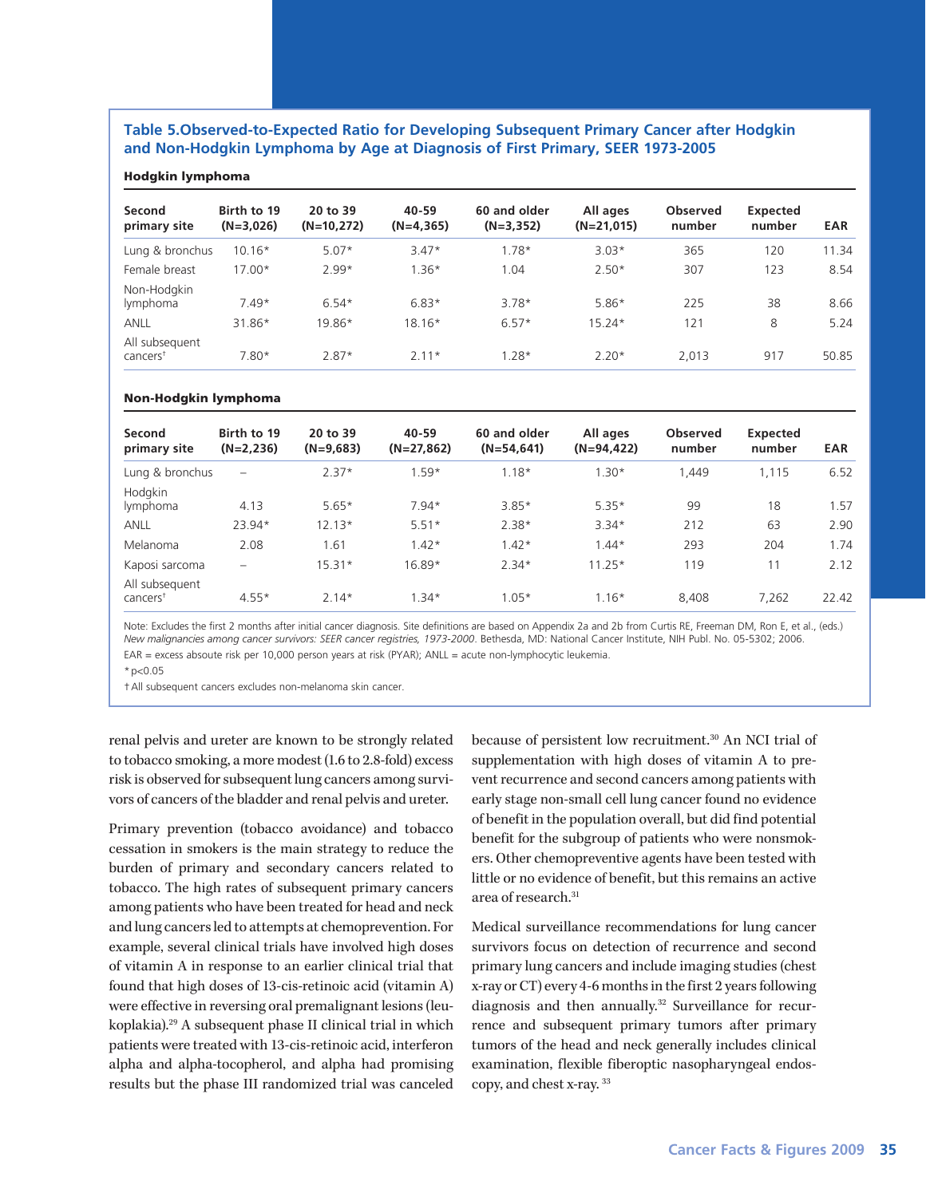**Table 5. Observed-to-Expected Ratio for Developing Subsequent Primary Cancer after Hodgkin and Non-Hodgkin Lymphoma by Age at Diagnosis of First Primary, SEER 1973-2005**

**Hodgkin lymphoma**

| Second primary site | Birth to 19 (N=3,026) | 20 to 39 (N=10,272) | 40-59 (N=4,365) | 60 and older (N=3,352) | All ages (N=21,015) | Observed number | Expected number | EAR |
|---|---|---|---|---|---|---|---|---|
| Lung & bronchus | 10.16* | 5.07* | 3.47* | 1.78* | 3.03* | 365 | 120 | 11.34 |
| Female breast | 17.00* | 2.99* | 1.36* | 1.04 | 2.50* | 307 | 123 | 8.54 |
| Non-Hodgkin lymphoma | 7.49* | 6.54* | 6.83* | 3.78* | 5.86* | 225 | 38 | 8.66 |
| ANLL | 31.86* | 19.86* | 18.16* | 6.57* | 15.24* | 121 | 8 | 5.24 |
| All subsequent cancers† | 7.80* | 2.87* | 2.11* | 1.28* | 2.20* | 2,013 | 917 | 50.85 |

**Non-Hodgkin lymphoma**

| Second primary site | Birth to 19 (N=2,236) | 20 to 39 (N=9,683) | 40-59 (N=27,862) | 60 and older (N=54,641) | All ages (N=94,422) | Observed number | Expected number | EAR |
|---|---|---|---|---|---|---|---|---|
| Lung & bronchus | – | 2.37* | 1.59* | 1.18* | 1.30* | 1,449 | 1,115 | 6.52 |
| Hodgkin lymphoma | 4.13 | 5.65* | 7.94* | 3.85* | 5.35* | 99 | 18 | 1.57 |
| ANLL | 23.94* | 12.13* | 5.51* | 2.38* | 3.34* | 212 | 63 | 2.90 |
| Melanoma | 2.08 | 1.61 | 1.42* | 1.42* | 1.44* | 293 | 204 | 1.74 |
| Kaposi sarcoma | – | 15.31* | 16.89* | 2.34* | 11.25* | 119 | 11 | 2.12 |
| All subsequent cancers† | 4.55* | 2.14* | 1.34* | 1.05* | 1.16* | 8,408 | 7,262 | 22.42 |

Note: Excludes the first 2 months after initial cancer diagnosis. Site definitions are based on Appendix 2a and 2b from Curtis RE, Freeman DM, Ron E, et al., (eds.) *New malignancies among cancer survivors: SEER cancer registries, 1973-2000*. Bethesda, MD: National Cancer Institute, NIH Publ. No. 05-5302; 2006.

EAR = excess absoute risk per 10,000 person years at risk (PYAR); ANLL = acute non-lymphocytic leukemia.

* $p<0.05$

† All subsequent cancers excludes non-melanoma skin cancer.

renal pelvis and ureter are known to be strongly related to tobacco smoking, a more modest (1.6 to 2.8-fold) excess risk is observed for subsequent lung cancers among survivors of cancers of the bladder and renal pelvis and ureter.

Primary prevention (tobacco avoidance) and tobacco cessation in smokers is the main strategy to reduce the burden of primary and secondary cancers related to tobacco. The high rates of subsequent primary cancers among patients who have been treated for head and neck and lung cancers led to attempts at chemoprevention. For example, several clinical trials have involved high doses of vitamin A in response to an earlier clinical trial that found that high doses of 13-cis-retinoic acid (vitamin A) were effective in reversing oral premalignant lesions (leukoplakia).[29] A subsequent phase II clinical trial in which patients were treated with 13-cis-retinoic acid, interferon alpha and alpha-tocopherol, and alpha had promising results but the phase III randomized trial was canceled because of persistent low recruitment.[30] An NCI trial of supplementation with high doses of vitamin A to prevent recurrence and second cancers among patients with early stage non-small cell lung cancer found no evidence of benefit in the population overall, but did find potential benefit for the subgroup of patients who were nonsmokers. Other chemopreventive agents have been tested with little or no evidence of benefit, but this remains an active area of research.[31]

Medical surveillance recommendations for lung cancer survivors focus on detection of recurrence and second primary lung cancers and include imaging studies (chest x-ray or CT) every 4-6 months in the first 2 years following diagnosis and then annually.[32] Surveillance for recurrence and subsequent primary tumors after primary tumors of the head and neck generally includes clinical examination, flexible fiberoptic nasopharyngeal endoscopy, and chest x-ray.[33]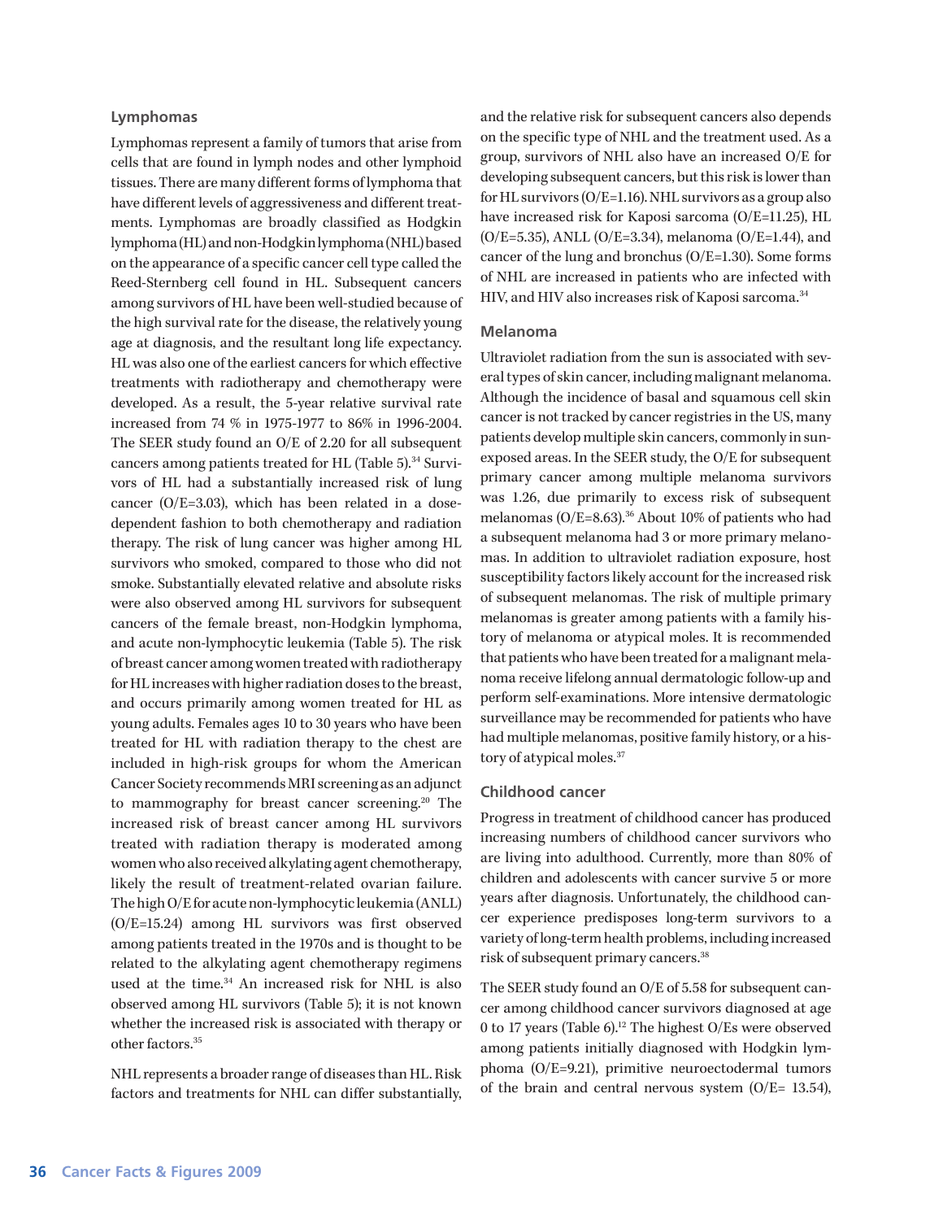## Lymphomas

Lymphomas represent a family of tumors that arise from cells that are found in lymph nodes and other lymphoid tissues. There are many different forms of lymphoma that have different levels of aggressiveness and different treatments. Lymphomas are broadly classified as Hodgkin lymphoma (HL) and non-Hodgkin lymphoma (NHL) based on the appearance of a specific cancer cell type called the Reed-Sternberg cell found in HL. Subsequent cancers among survivors of HL have been well-studied because of the high survival rate for the disease, the relatively young age at diagnosis, and the resultant long life expectancy. HL was also one of the earliest cancers for which effective treatments with radiotherapy and chemotherapy were developed. As a result, the 5-year relative survival rate increased from 74 % in 1975-1977 to 86% in 1996-2004. The SEER study found an O/E of 2.20 for all subsequent cancers among patients treated for HL (Table 5).[34] Survivors of HL had a substantially increased risk of lung cancer (O/E=3.03), which has been related in a dose-dependent fashion to both chemotherapy and radiation therapy. The risk of lung cancer was higher among HL survivors who smoked, compared to those who did not smoke. Substantially elevated relative and absolute risks were also observed among HL survivors for subsequent cancers of the female breast, non-Hodgkin lymphoma, and acute non-lymphocytic leukemia (Table 5). The risk of breast cancer among women treated with radiotherapy for HL increases with higher radiation doses to the breast, and occurs primarily among women treated for HL as young adults. Females ages 10 to 30 years who have been treated for HL with radiation therapy to the chest are included in high-risk groups for whom the American Cancer Society recommends MRI screening as an adjunct to mammography for breast cancer screening.[20] The increased risk of breast cancer among HL survivors treated with radiation therapy is moderated among women who also received alkylating agent chemotherapy, likely the result of treatment-related ovarian failure. The high O/E for acute non-lymphocytic leukemia (ANLL) (O/E=15.24) among HL survivors was first observed among patients treated in the 1970s and is thought to be related to the alkylating agent chemotherapy regimens used at the time.[34] An increased risk for NHL is also observed among HL survivors (Table 5); it is not known whether the increased risk is associated with therapy or other factors.[35]

NHL represents a broader range of diseases than HL. Risk factors and treatments for NHL can differ substantially, and the relative risk for subsequent cancers also depends on the specific type of NHL and the treatment used. As a group, survivors of NHL also have an increased O/E for developing subsequent cancers, but this risk is lower than for HL survivors (O/E=1.16). NHL survivors as a group also have increased risk for Kaposi sarcoma (O/E=11.25), HL (O/E=5.35), ANLL (O/E=3.34), melanoma (O/E=1.44), and cancer of the lung and bronchus (O/E=1.30). Some forms of NHL are increased in patients who are infected with HIV, and HIV also increases risk of Kaposi sarcoma.[34]

## Melanoma

Ultraviolet radiation from the sun is associated with several types of skin cancer, including malignant melanoma. Although the incidence of basal and squamous cell skin cancer is not tracked by cancer registries in the US, many patients develop multiple skin cancers, commonly in sun-exposed areas. In the SEER study, the O/E for subsequent primary cancer among multiple melanoma survivors was 1.26, due primarily to excess risk of subsequent melanomas (O/E=8.63).[36] About 10% of patients who had a subsequent melanoma had 3 or more primary melanomas. In addition to ultraviolet radiation exposure, host susceptibility factors likely account for the increased risk of subsequent melanomas. The risk of multiple primary melanomas is greater among patients with a family history of melanoma or atypical moles. It is recommended that patients who have been treated for a malignant melanoma receive lifelong annual dermatologic follow-up and perform self-examinations. More intensive dermatologic surveillance may be recommended for patients who have had multiple melanomas, positive family history, or a history of atypical moles.[37]

## Childhood cancer

Progress in treatment of childhood cancer has produced increasing numbers of childhood cancer survivors who are living into adulthood. Currently, more than 80% of children and adolescents with cancer survive 5 or more years after diagnosis. Unfortunately, the childhood cancer experience predisposes long-term survivors to a variety of long-term health problems, including increased risk of subsequent primary cancers.[38]

The SEER study found an O/E of 5.58 for subsequent cancer among childhood cancer survivors diagnosed at age 0 to 17 years (Table 6).[12] The highest O/Es were observed among patients initially diagnosed with Hodgkin lymphoma (O/E=9.21), primitive neuroectodermal tumors of the brain and central nervous system (O/E= 13.54),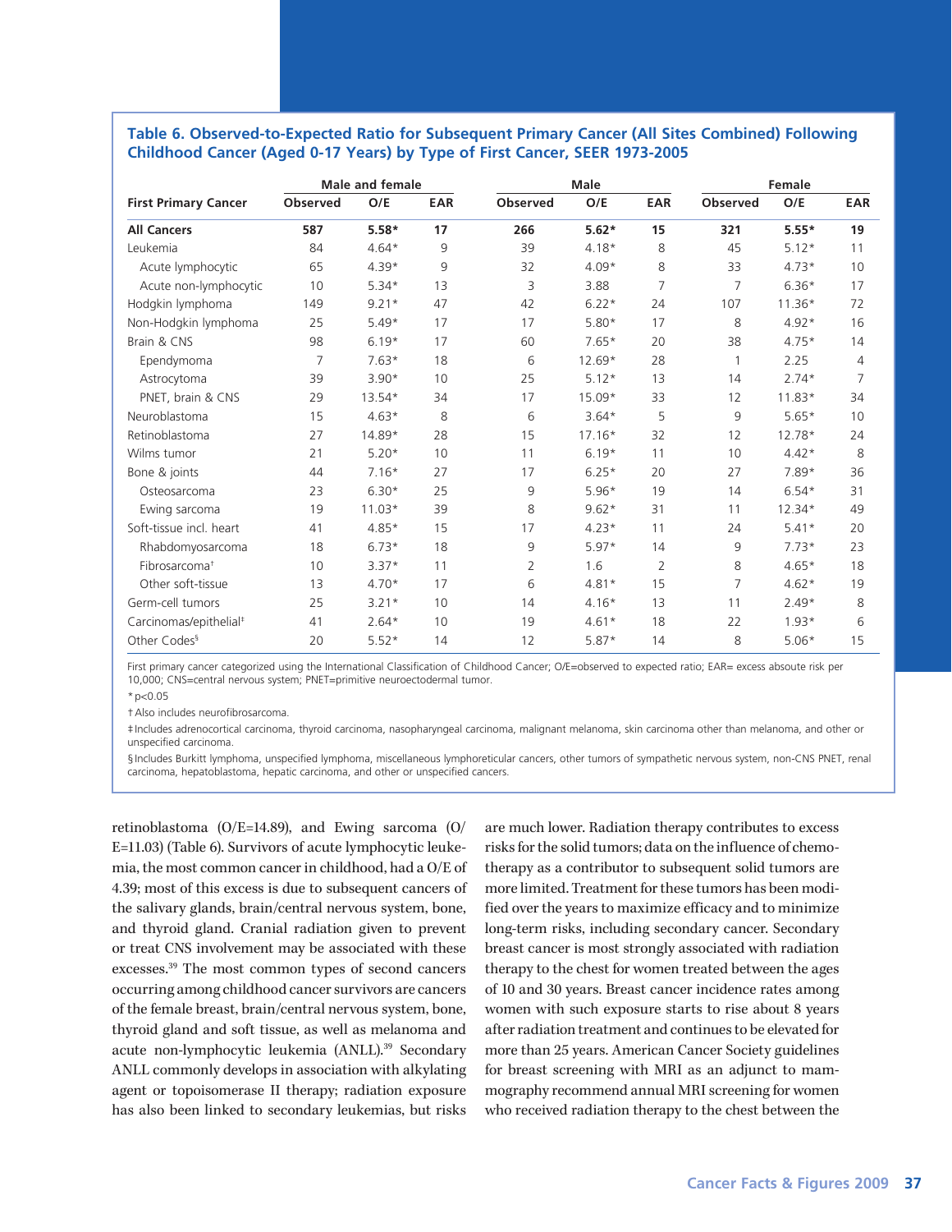**Table 6. Observed-to-Expected Ratio for Subsequent Primary Cancer (All Sites Combined) Following Childhood Cancer (Aged 0-17 Years) by Type of First Cancer, SEER 1973-2005**

| | Male and female | | | Male | | | Female | | |
|---|---|---|---|---|---|---|---|---|---|
| **First Primary Cancer** | **Observed** | **O/E** | **EAR** | **Observed** | **O/E** | **EAR** | **Observed** | **O/E** | **EAR** |
| **All Cancers** | **587** | **5.58*** | **17** | **266** | **5.62*** | **15** | **321** | **5.55*** | **19** |
| Leukemia | 84 | 4.64* | 9 | 39 | 4.18* | 8 | 45 | 5.12* | 11 |
| Acute lymphocytic | 65 | 4.39* | 9 | 32 | 4.09* | 8 | 33 | 4.73* | 10 |
| Acute non-lymphocytic | 10 | 5.34* | 13 | 3 | 3.88 | 7 | 7 | 6.36* | 17 |
| Hodgkin lymphoma | 149 | 9.21* | 47 | 42 | 6.22* | 24 | 107 | 11.36* | 72 |
| Non-Hodgkin lymphoma | 25 | 5.49* | 17 | 17 | 5.80* | 17 | 8 | 4.92* | 16 |
| Brain & CNS | 98 | 6.19* | 17 | 60 | 7.65* | 20 | 38 | 4.75* | 14 |
| Ependymoma | 7 | 7.63* | 18 | 6 | 12.69* | 28 | 1 | 2.25 | 4 |
| Astrocytoma | 39 | 3.90* | 10 | 25 | 5.12* | 13 | 14 | 2.74* | 7 |
| PNET, brain & CNS | 29 | 13.54* | 34 | 17 | 15.09* | 33 | 12 | 11.83* | 34 |
| Neuroblastoma | 15 | 4.63* | 8 | 6 | 3.64* | 5 | 9 | 5.65* | 10 |
| Retinoblastoma | 27 | 14.89* | 28 | 15 | 17.16* | 32 | 12 | 12.78* | 24 |
| Wilms tumor | 21 | 5.20* | 10 | 11 | 6.19* | 11 | 10 | 4.42* | 8 |
| Bone & joints | 44 | 7.16* | 27 | 17 | 6.25* | 20 | 27 | 7.89* | 36 |
| Osteosarcoma | 23 | 6.30* | 25 | 9 | 5.96* | 19 | 14 | 6.54* | 31 |
| Ewing sarcoma | 19 | 11.03* | 39 | 8 | 9.62* | 31 | 11 | 12.34* | 49 |
| Soft-tissue incl. heart | 41 | 4.85* | 15 | 17 | 4.23* | 11 | 24 | 5.41* | 20 |
| Rhabdomyosarcoma | 18 | 6.73* | 18 | 9 | 5.97* | 14 | 9 | 7.73* | 23 |
| Fibrosarcoma† | 10 | 3.37* | 11 | 2 | 1.6 | 2 | 8 | 4.65* | 18 |
| Other soft-tissue | 13 | 4.70* | 17 | 6 | 4.81* | 15 | 7 | 4.62* | 19 |
| Germ-cell tumors | 25 | 3.21* | 10 | 14 | 4.16* | 13 | 11 | 2.49* | 8 |
| Carcinomas/epithelial‡ | 41 | 2.64* | 10 | 19 | 4.61* | 18 | 22 | 1.93* | 6 |
| Other Codes§ | 20 | 5.52* | 14 | 12 | 5.87* | 14 | 8 | 5.06* | 15 |

First primary cancer categorized using the International Classification of Childhood Cancer; O/E=observed to expected ratio; EAR= excess absoute risk per 10,000; CNS=central nervous system; PNET=primitive neuroectodermal tumor.

* $p<0.05$

† Also includes neurofibrosarcoma.

‡ Includes adrenocortical carcinoma, thyroid carcinoma, nasopharyngeal carcinoma, malignant melanoma, skin carcinoma other than melanoma, and other or unspecified carcinoma.

§ Includes Burkitt lymphoma, unspecified lymphoma, miscellaneous lymphoreticular cancers, other tumors of sympathetic nervous system, non-CNS PNET, renal carcinoma, hepatoblastoma, hepatic carcinoma, and other or unspecified cancers.

retinoblastoma (O/E=14.89), and Ewing sarcoma (O/E=11.03) (Table 6). Survivors of acute lymphocytic leukemia, the most common cancer in childhood, had a O/E of 4.39; most of this excess is due to subsequent cancers of the salivary glands, brain/central nervous system, bone, and thyroid gland. Cranial radiation given to prevent or treat CNS involvement may be associated with these excesses.[39] The most common types of second cancers occurring among childhood cancer survivors are cancers of the female breast, brain/central nervous system, bone, thyroid gland and soft tissue, as well as melanoma and acute non-lymphocytic leukemia (ANLL).[39] Secondary ANLL commonly develops in association with alkylating agent or topoisomerase II therapy; radiation exposure has also been linked to secondary leukemias, but risks are much lower. Radiation therapy contributes to excess risks for the solid tumors; data on the influence of chemotherapy as a contributor to subsequent solid tumors are more limited. Treatment for these tumors has been modified over the years to maximize efficacy and to minimize long-term risks, including secondary cancer. Secondary breast cancer is most strongly associated with radiation therapy to the chest for women treated between the ages of 10 and 30 years. Breast cancer incidence rates among women with such exposure starts to rise about 8 years after radiation treatment and continues to be elevated for more than 25 years. American Cancer Society guidelines for breast screening with MRI as an adjunct to mammography recommend annual MRI screening for women who received radiation therapy to the chest between the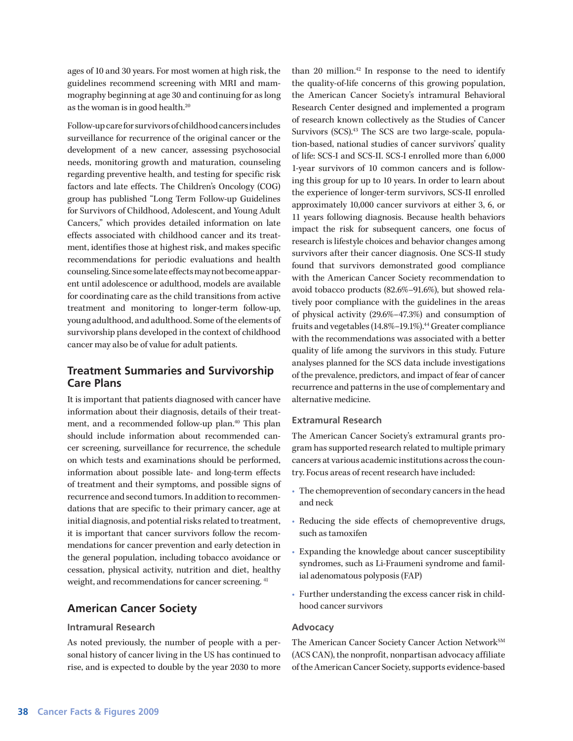ages of 10 and 30 years. For most women at high risk, the guidelines recommend screening with MRI and mammography beginning at age 30 and continuing for as long as the woman is in good health.[20]

Follow-up care for survivors of childhood cancers includes surveillance for recurrence of the original cancer or the development of a new cancer, assessing psychosocial needs, monitoring growth and maturation, counseling regarding preventive health, and testing for specific risk factors and late effects. The Children's Oncology (COG) group has published "Long Term Follow-up Guidelines for Survivors of Childhood, Adolescent, and Young Adult Cancers," which provides detailed information on late effects associated with childhood cancer and its treatment, identifies those at highest risk, and makes specific recommendations for periodic evaluations and health counseling. Since some late effects may not become apparent until adolescence or adulthood, models are available for coordinating care as the child transitions from active treatment and monitoring to longer-term follow-up, young adulthood, and adulthood. Some of the elements of survivorship plans developed in the context of childhood cancer may also be of value for adult patients.

## Treatment Summaries and Survivorship Care Plans

It is important that patients diagnosed with cancer have information about their diagnosis, details of their treatment, and a recommended follow-up plan.[40] This plan should include information about recommended cancer screening, surveillance for recurrence, the schedule on which tests and examinations should be performed, information about possible late- and long-term effects of treatment and their symptoms, and possible signs of recurrence and second tumors. In addition to recommendations that are specific to their primary cancer, age at initial diagnosis, and potential risks related to treatment, it is important that cancer survivors follow the recommendations for cancer prevention and early detection in the general population, including tobacco avoidance or cessation, physical activity, nutrition and diet, healthy weight, and recommendations for cancer screening.[41]

## American Cancer Society

### Intramural Research

As noted previously, the number of people with a personal history of cancer living in the US has continued to rise, and is expected to double by the year 2030 to more than 20 million.[42] In response to the need to identify the quality-of-life concerns of this growing population, the American Cancer Society's intramural Behavioral Research Center designed and implemented a program of research known collectively as the Studies of Cancer Survivors (SCS).[43] The SCS are two large-scale, population-based, national studies of cancer survivors' quality of life: SCS-I and SCS-II. SCS-I enrolled more than 6,000 1-year survivors of 10 common cancers and is following this group for up to 10 years. In order to learn about the experience of longer-term survivors, SCS-II enrolled approximately 10,000 cancer survivors at either 3, 6, or 11 years following diagnosis. Because health behaviors impact the risk for subsequent cancers, one focus of research is lifestyle choices and behavior changes among survivors after their cancer diagnosis. One SCS-II study found that survivors demonstrated good compliance with the American Cancer Society recommendation to avoid tobacco products (82.6%–91.6%), but showed relatively poor compliance with the guidelines in the areas of physical activity (29.6%–47.3%) and consumption of fruits and vegetables (14.8%–19.1%).[44] Greater compliance with the recommendations was associated with a better quality of life among the survivors in this study. Future analyses planned for the SCS data include investigations of the prevalence, predictors, and impact of fear of cancer recurrence and patterns in the use of complementary and alternative medicine.

### Extramural Research

The American Cancer Society's extramural grants program has supported research related to multiple primary cancers at various academic institutions across the country. Focus areas of recent research have included:

- The chemoprevention of secondary cancers in the head and neck
- Reducing the side effects of chemopreventive drugs, such as tamoxifen
- Expanding the knowledge about cancer susceptibility syndromes, such as Li-Fraumeni syndrome and familial adenomatous polyposis (FAP)
- Further understanding the excess cancer risk in childhood cancer survivors

### Advocacy

The American Cancer Society Cancer Action Network[SM] (ACS CAN), the nonprofit, nonpartisan advocacy affiliate of the American Cancer Society, supports evidence-based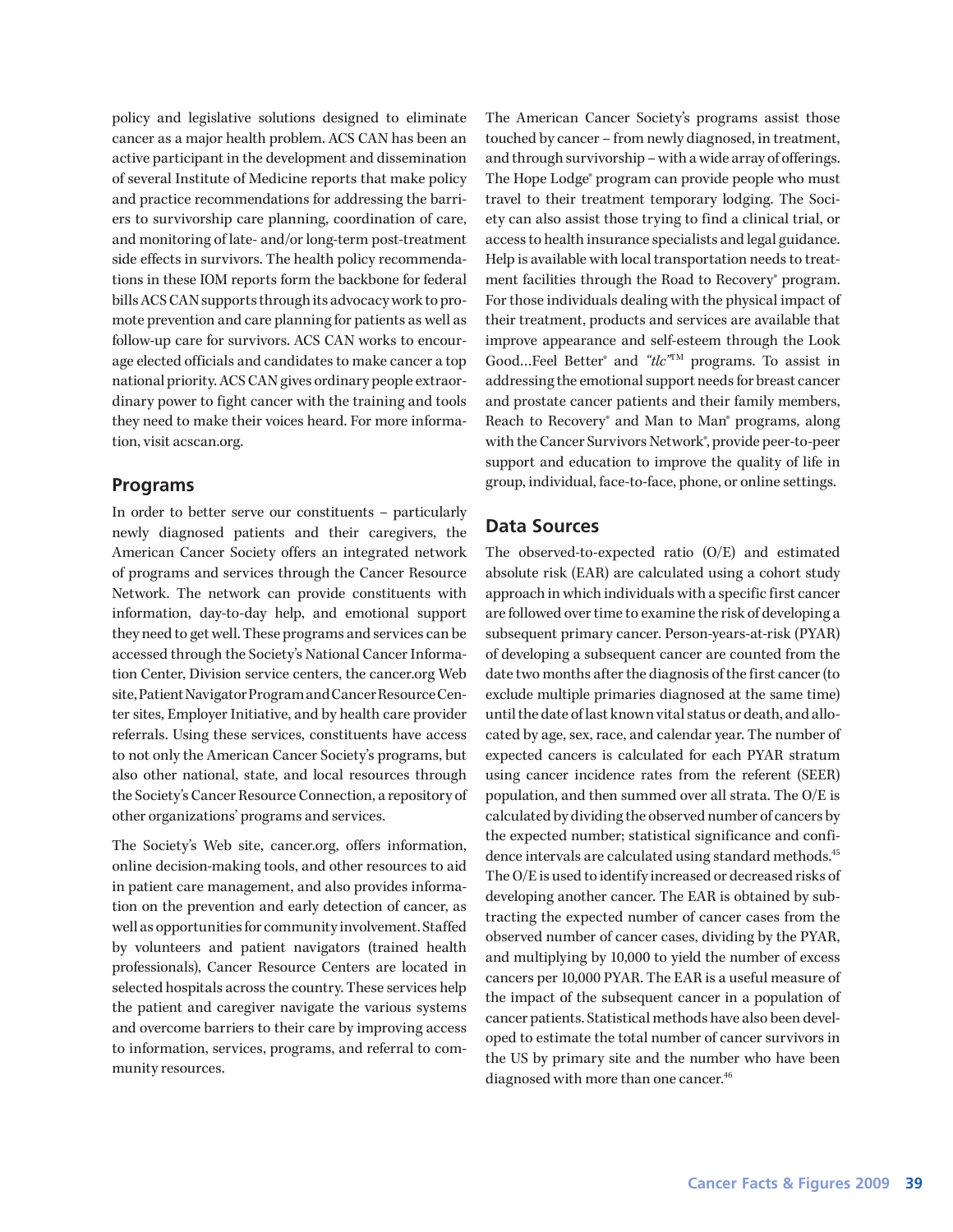policy and legislative solutions designed to eliminate cancer as a major health problem. ACS CAN has been an active participant in the development and dissemination of several Institute of Medicine reports that make policy and practice recommendations for addressing the barriers to survivorship care planning, coordination of care, and monitoring of late- and/or long-term post-treatment side effects in survivors. The health policy recommendations in these IOM reports form the backbone for federal bills ACS CAN supports through its advocacy work to promote prevention and care planning for patients as well as follow-up care for survivors. ACS CAN works to encourage elected officials and candidates to make cancer a top national priority. ACS CAN gives ordinary people extraordinary power to fight cancer with the training and tools they need to make their voices heard. For more information, visit acscan.org.

## Programs

In order to better serve our constituents – particularly newly diagnosed patients and their caregivers, the American Cancer Society offers an integrated network of programs and services through the Cancer Resource Network. The network can provide constituents with information, day-to-day help, and emotional support they need to get well. These programs and services can be accessed through the Society's National Cancer Information Center, Division service centers, the cancer.org Web site, Patient Navigator Program and Cancer Resource Center sites, Employer Initiative, and by health care provider referrals. Using these services, constituents have access to not only the American Cancer Society's programs, but also other national, state, and local resources through the Society's Cancer Resource Connection, a repository of other organizations' programs and services.

The Society's Web site, cancer.org, offers information, online decision-making tools, and other resources to aid in patient care management, and also provides information on the prevention and early detection of cancer, as well as opportunities for community involvement. Staffed by volunteers and patient navigators (trained health professionals), Cancer Resource Centers are located in selected hospitals across the country. These services help the patient and caregiver navigate the various systems and overcome barriers to their care by improving access to information, services, programs, and referral to community resources.

The American Cancer Society's programs assist those touched by cancer – from newly diagnosed, in treatment, and through survivorship – with a wide array of offerings. The Hope Lodge® program can provide people who must travel to their treatment temporary lodging. The Society can also assist those trying to find a clinical trial, or access to health insurance specialists and legal guidance. Help is available with local transportation needs to treatment facilities through the Road to Recovery® program. For those individuals dealing with the physical impact of their treatment, products and services are available that improve appearance and self-esteem through the Look Good…Feel Better® and *"tlc"*™ programs. To assist in addressing the emotional support needs for breast cancer and prostate cancer patients and their family members, Reach to Recovery® and Man to Man® programs, along with the Cancer Survivors Network®, provide peer-to-peer support and education to improve the quality of life in group, individual, face-to-face, phone, or online settings.

## Data Sources

The observed-to-expected ratio (O/E) and estimated absolute risk (EAR) are calculated using a cohort study approach in which individuals with a specific first cancer are followed over time to examine the risk of developing a subsequent primary cancer. Person-years-at-risk (PYAR) of developing a subsequent cancer are counted from the date two months after the diagnosis of the first cancer (to exclude multiple primaries diagnosed at the same time) until the date of last known vital status or death, and allocated by age, sex, race, and calendar year. The number of expected cancers is calculated for each PYAR stratum using cancer incidence rates from the referent (SEER) population, and then summed over all strata. The O/E is calculated by dividing the observed number of cancers by the expected number; statistical significance and confidence intervals are calculated using standard methods.[45] The O/E is used to identify increased or decreased risks of developing another cancer. The EAR is obtained by subtracting the expected number of cancer cases from the observed number of cancer cases, dividing by the PYAR, and multiplying by 10,000 to yield the number of excess cancers per 10,000 PYAR. The EAR is a useful measure of the impact of the subsequent cancer in a population of cancer patients. Statistical methods have also been developed to estimate the total number of cancer survivors in the US by primary site and the number who have been diagnosed with more than one cancer.[46]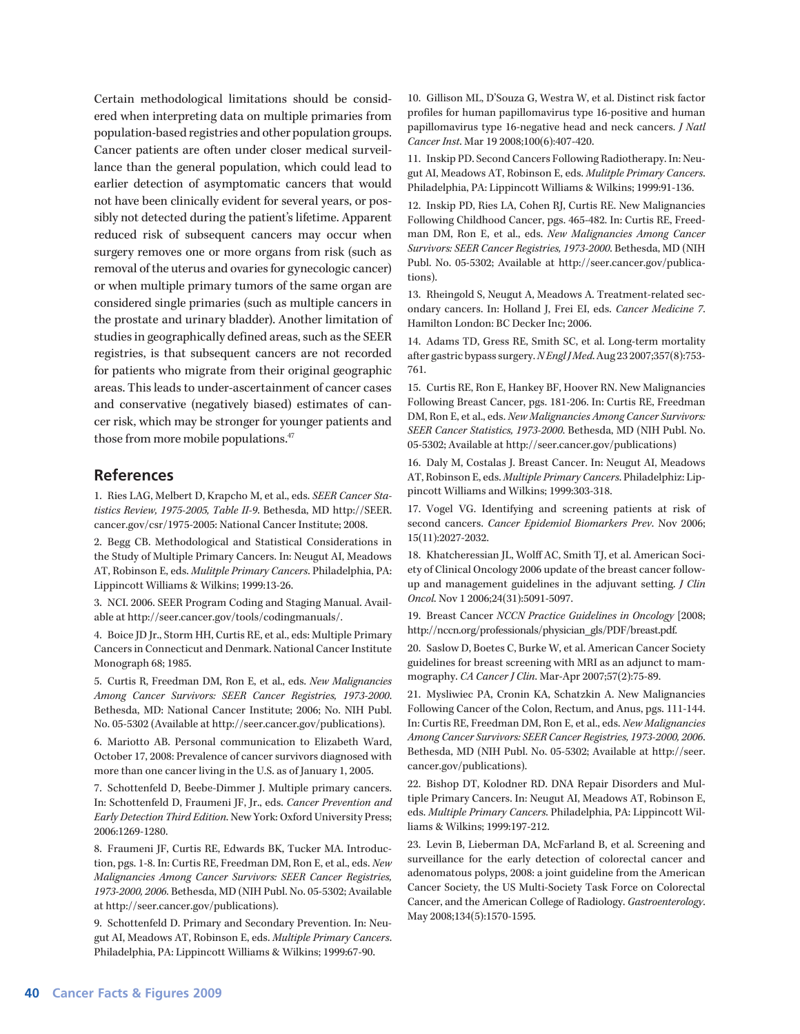Certain methodological limitations should be considered when interpreting data on multiple primaries from population-based registries and other population groups. Cancer patients are often under closer medical surveillance than the general population, which could lead to earlier detection of asymptomatic cancers that would not have been clinically evident for several years, or possibly not detected during the patient's lifetime. Apparent reduced risk of subsequent cancers may occur when surgery removes one or more organs from risk (such as removal of the uterus and ovaries for gynecologic cancer) or when multiple primary tumors of the same organ are considered single primaries (such as multiple cancers in the prostate and urinary bladder). Another limitation of studies in geographically defined areas, such as the SEER registries, is that subsequent cancers are not recorded for patients who migrate from their original geographic areas. This leads to under-ascertainment of cancer cases and conservative (negatively biased) estimates of cancer risk, which may be stronger for younger patients and those from more mobile populations.[47]

## References

1. Ries LAG, Melbert D, Krapcho M, et al., eds. *SEER Cancer Statistics Review, 1975-2005, Table II-9*. Bethesda, MD http://SEER.cancer.gov/csr/1975-2005: National Cancer Institute; 2008.

2. Begg CB. Methodological and Statistical Considerations in the Study of Multiple Primary Cancers. In: Neugut AI, Meadows AT, Robinson E, eds. *Mulitple Primary Cancers*. Philadelphia, PA: Lippincott Williams & Wilkins; 1999:13-26.

3. NCI. 2006. SEER Program Coding and Staging Manual. Available at http://seer.cancer.gov/tools/codingmanuals/.

4. Boice JD Jr., Storm HH, Curtis RE, et al., eds: Multiple Primary Cancers in Connecticut and Denmark. National Cancer Institute Monograph 68; 1985.

5. Curtis R, Freedman DM, Ron E, et al., eds. *New Malignancies Among Cancer Survivors: SEER Cancer Registries, 1973-2000*. Bethesda, MD: National Cancer Institute; 2006; No. NIH Publ. No. 05-5302 (Available at http://seer.cancer.gov/publications).

6. Mariotto AB. Personal communication to Elizabeth Ward, October 17, 2008: Prevalence of cancer survivors diagnosed with more than one cancer living in the U.S. as of January 1, 2005.

7. Schottenfeld D, Beebe-Dimmer J. Multiple primary cancers. In: Schottenfeld D, Fraumeni JF, Jr., eds. *Cancer Prevention and Early Detection Third Edition*. New York: Oxford University Press; 2006:1269-1280.

8. Fraumeni JF, Curtis RE, Edwards BK, Tucker MA. Introduction, pgs. 1-8. In: Curtis RE, Freedman DM, Ron E, et al., eds. *New Malignancies Among Cancer Survivors: SEER Cancer Registries, 1973-2000, 2006*. Bethesda, MD (NIH Publ. No. 05-5302; Available at http://seer.cancer.gov/publications).

9. Schottenfeld D. Primary and Secondary Prevention. In: Neugut AI, Meadows AT, Robinson E, eds. *Multiple Primary Cancers*. Philadelphia, PA: Lippincott Williams & Wilkins; 1999:67-90.

10. Gillison ML, D'Souza G, Westra W, et al. Distinct risk factor profiles for human papillomavirus type 16-positive and human papillomavirus type 16-negative head and neck cancers. *J Natl Cancer Inst*. Mar 19 2008;100(6):407-420.

11. Inskip PD. Second Cancers Following Radiotherapy. In: Neugut AI, Meadows AT, Robinson E, eds. *Mulitple Primary Cancers*. Philadelphia, PA: Lippincott Williams & Wilkins; 1999:91-136.

12. Inskip PD, Ries LA, Cohen RJ, Curtis RE. New Malignancies Following Childhood Cancer, pgs. 465-482. In: Curtis RE, Freedman DM, Ron E, et al., eds. *New Malignancies Among Cancer Survivors: SEER Cancer Registries, 1973-2000*. Bethesda, MD (NIH Publ. No. 05-5302; Available at http://seer.cancer.gov/publications).

13. Rheingold S, Neugut A, Meadows A. Treatment-related secondary cancers. In: Holland J, Frei EI, eds. *Cancer Medicine 7*. Hamilton London: BC Decker Inc; 2006.

14. Adams TD, Gress RE, Smith SC, et al. Long-term mortality after gastric bypass surgery. *N Engl J Med*. Aug 23 2007;357(8):753-761.

15. Curtis RE, Ron E, Hankey BF, Hoover RN. New Malignancies Following Breast Cancer, pgs. 181-206. In: Curtis RE, Freedman DM, Ron E, et al., eds. *New Malignancies Among Cancer Survivors: SEER Cancer Statistics, 1973-2000*. Bethesda, MD (NIH Publ. No. 05-5302; Available at http://seer.cancer.gov/publications)

16. Daly M, Costalas J. Breast Cancer. In: Neugut AI, Meadows AT, Robinson E, eds. *Multiple Primary Cancers*. Philadelphiz: Lippincott Williams and Wilkins; 1999:303-318.

17. Vogel VG. Identifying and screening patients at risk of second cancers. *Cancer Epidemiol Biomarkers Prev*. Nov 2006; 15(11):2027-2032.

18. Khatcheressian JL, Wolff AC, Smith TJ, et al. American Society of Clinical Oncology 2006 update of the breast cancer follow-up and management guidelines in the adjuvant setting. *J Clin Oncol*. Nov 1 2006;24(31):5091-5097.

19. Breast Cancer *NCCN Practice Guidelines in Oncology* [2008; http://nccn.org/professionals/physician_gls/PDF/breast.pdf.

20. Saslow D, Boetes C, Burke W, et al. American Cancer Society guidelines for breast screening with MRI as an adjunct to mammography. *CA Cancer J Clin*. Mar-Apr 2007;57(2):75-89.

21. Mysliwiec PA, Cronin KA, Schatzkin A. New Malignancies Following Cancer of the Colon, Rectum, and Anus, pgs. 111-144. In: Curtis RE, Freedman DM, Ron E, et al., eds. *New Malignancies Among Cancer Survivors: SEER Cancer Registries, 1973-2000, 2006*. Bethesda, MD (NIH Publ. No. 05-5302; Available at http://seer.cancer.gov/publications).

22. Bishop DT, Kolodner RD. DNA Repair Disorders and Multiple Primary Cancers. In: Neugut AI, Meadows AT, Robinson E, eds. *Multiple Primary Cancers*. Philadelphia, PA: Lippincott Williams & Wilkins; 1999:197-212.

23. Levin B, Lieberman DA, McFarland B, et al. Screening and surveillance for the early detection of colorectal cancer and adenomatous polyps, 2008: a joint guideline from the American Cancer Society, the US Multi-Society Task Force on Colorectal Cancer, and the American College of Radiology. *Gastroenterology*. May 2008;134(5):1570-1595.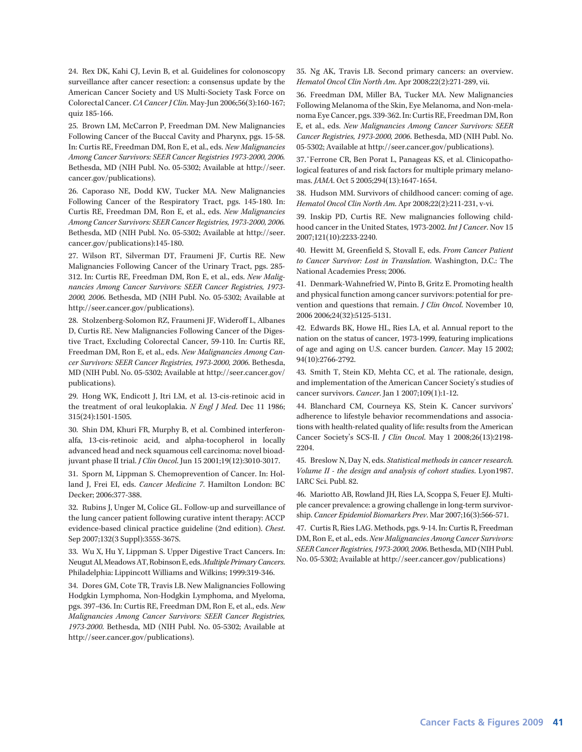24. Rex DK, Kahi CJ, Levin B, et al. Guidelines for colonoscopy surveillance after cancer resection: a consensus update by the American Cancer Society and US Multi-Society Task Force on Colorectal Cancer. *CA Cancer J Clin*. May-Jun 2006;56(3):160-167; quiz 185-166.

25. Brown LM, McCarron P, Freedman DM. New Malignancies Following Cancer of the Buccal Cavity and Pharynx, pgs. 15-58. In: Curtis RE, Freedman DM, Ron E, et al., eds. *New Malignancies Among Cancer Survivors: SEER Cancer Registries 1973-2000, 2006*. Bethesda, MD (NIH Publ. No. 05-5302; Available at http://seer.cancer.gov/publications).

26. Caporaso NE, Dodd KW, Tucker MA. New Malignancies Following Cancer of the Respiratory Tract, pgs. 145-180. In: Curtis RE, Freedman DM, Ron E, et al., eds. *New Malignancies Among Cancer Survivors: SEER Cancer Registries, 1973-2000, 2006*. Bethesda, MD (NIH Publ. No. 05-5302; Available at http://seer.cancer.gov/publications):145-180.

27. Wilson RT, Silverman DT, Fraumeni JF, Curtis RE. New Malignancies Following Cancer of the Urinary Tract, pgs. 285-312. In: Curtis RE, Freedman DM, Ron E, et al., eds. *New Malignancies Among Cancer Survivors: SEER Cancer Registries, 1973-2000, 2006*. Bethesda, MD (NIH Publ. No. 05-5302; Available at http://seer.cancer.gov/publications).

28. Stolzenberg-Solomon RZ, Fraumeni JF, Wideroff L, Albanes D, Curtis RE. New Malignancies Following Cancer of the Digestive Tract, Excluding Colorectal Cancer, 59-110. In: Curtis RE, Freedman DM, Ron E, et al., eds. *New Malignancies Among Cancer Survivors: SEER Cancer Registries, 1973-2000, 2006*. Bethesda, MD (NIH Publ. No. 05-5302; Available at http://seer.cancer.gov/publications).

29. Hong WK, Endicott J, Itri LM, et al. 13-cis-retinoic acid in the treatment of oral leukoplakia. *N Engl J Med*. Dec 11 1986; 315(24):1501-1505.

30. Shin DM, Khuri FR, Murphy B, et al. Combined interferon-alfa, 13-cis-retinoic acid, and alpha-tocopherol in locally advanced head and neck squamous cell carcinoma: novel bioadjuvant phase II trial. *J Clin Oncol*. Jun 15 2001;19(12):3010-3017.

31. Sporn M, Lippman S. Chemoprevention of Cancer. In: Holland J, Frei EI, eds. *Cancer Medicine 7*. Hamilton London: BC Decker; 2006:377-388.

32. Rubins J, Unger M, Colice GL. Follow-up and surveillance of the lung cancer patient following curative intent therapy: ACCP evidence-based clinical practice guideline (2nd edition). *Chest*. Sep 2007;132(3 Suppl):355S-367S.

33. Wu X, Hu Y, Lippman S. Upper Digestive Tract Cancers. In: Neugut AI, Meadows AT, Robinson E, eds. *Multiple Primary Cancers*. Philadelphia: Lippincott Williams and Wilkins; 1999:319-346.

34. Dores GM, Cote TR, Travis LB. New Malignancies Following Hodgkin Lymphoma, Non-Hodgkin Lymphoma, and Myeloma, pgs. 397-436. In: Curtis RE, Freedman DM, Ron E, et al., eds. *New Malignancies Among Cancer Survivors: SEER Cancer Registries, 1973-2000*. Bethesda, MD (NIH Publ. No. 05-5302; Available at http://seer.cancer.gov/publications).

35. Ng AK, Travis LB. Second primary cancers: an overview. *Hematol Oncol Clin North Am*. Apr 2008;22(2):271-289, vii.

36. Freedman DM, Miller BA, Tucker MA. New Malignancies Following Melanoma of the Skin, Eye Melanoma, and Non-melanoma Eye Cancer, pgs. 339-362. In: Curtis RE, Freedman DM, Ron E, et al., eds. *New Malignancies Among Cancer Survivors: SEER Cancer Registries, 1973-2000, 2006*. Bethesda, MD (NIH Publ. No. 05-5302; Available at http://seer.cancer.gov/publications).

37. ˜Ferrone CR, Ben Porat L, Panageas KS, et al. Clinicopathological features of and risk factors for multiple primary melanomas. *JAMA*. Oct 5 2005;294(13):1647-1654.

38. Hudson MM. Survivors of childhood cancer: coming of age. *Hematol Oncol Clin North Am*. Apr 2008;22(2):211-231, v-vi.

39. Inskip PD, Curtis RE. New malignancies following childhood cancer in the United States, 1973-2002. *Int J Cancer*. Nov 15 2007;121(10):2233-2240.

40. Hewitt M, Greenfield S, Stovall E, eds. *From Cancer Patient to Cancer Survivor: Lost in Translation*. Washington, D.C.: The National Academies Press; 2006.

41. Denmark-Wahnefried W, Pinto B, Gritz E. Promoting health and physical function among cancer survivors: potential for prevention and questions that remain. *J Clin Oncol*. November 10, 2006 2006;24(32):5125-5131.

42. Edwards BK, Howe HL, Ries LA, et al. Annual report to the nation on the status of cancer, 1973-1999, featuring implications of age and aging on U.S. cancer burden. *Cancer*. May 15 2002; 94(10):2766-2792.

43. Smith T, Stein KD, Mehta CC, et al. The rationale, design, and implementation of the American Cancer Society's studies of cancer survivors. *Cancer*. Jan 1 2007;109(1):1-12.

44. Blanchard CM, Courneya KS, Stein K. Cancer survivors' adherence to lifestyle behavior recommendations and associations with health-related quality of life: results from the American Cancer Society's SCS-II. *J Clin Oncol*. May 1 2008;26(13):2198-2204.

45. Breslow N, Day N, eds. *Statistical methods in cancer research. Volume II - the design and analysis of cohort studies*. Lyon1987. IARC Sci. Publ. 82.

46. Mariotto AB, Rowland JH, Ries LA, Scoppa S, Feuer EJ. Multiple cancer prevalence: a growing challenge in long-term survivorship. *Cancer Epidemiol Biomarkers Prev*. Mar 2007;16(3):566-571.

47. Curtis R, Ries LAG. Methods, pgs. 9-14. In: Curtis R, Freedman DM, Ron E, et al., eds. *New Malignancies Among Cancer Survivors: SEER Cancer Registries, 1973-2000, 2006*. Bethesda, MD (NIH Publ. No. 05-5302; Available at http://seer.cancer.gov/publications)